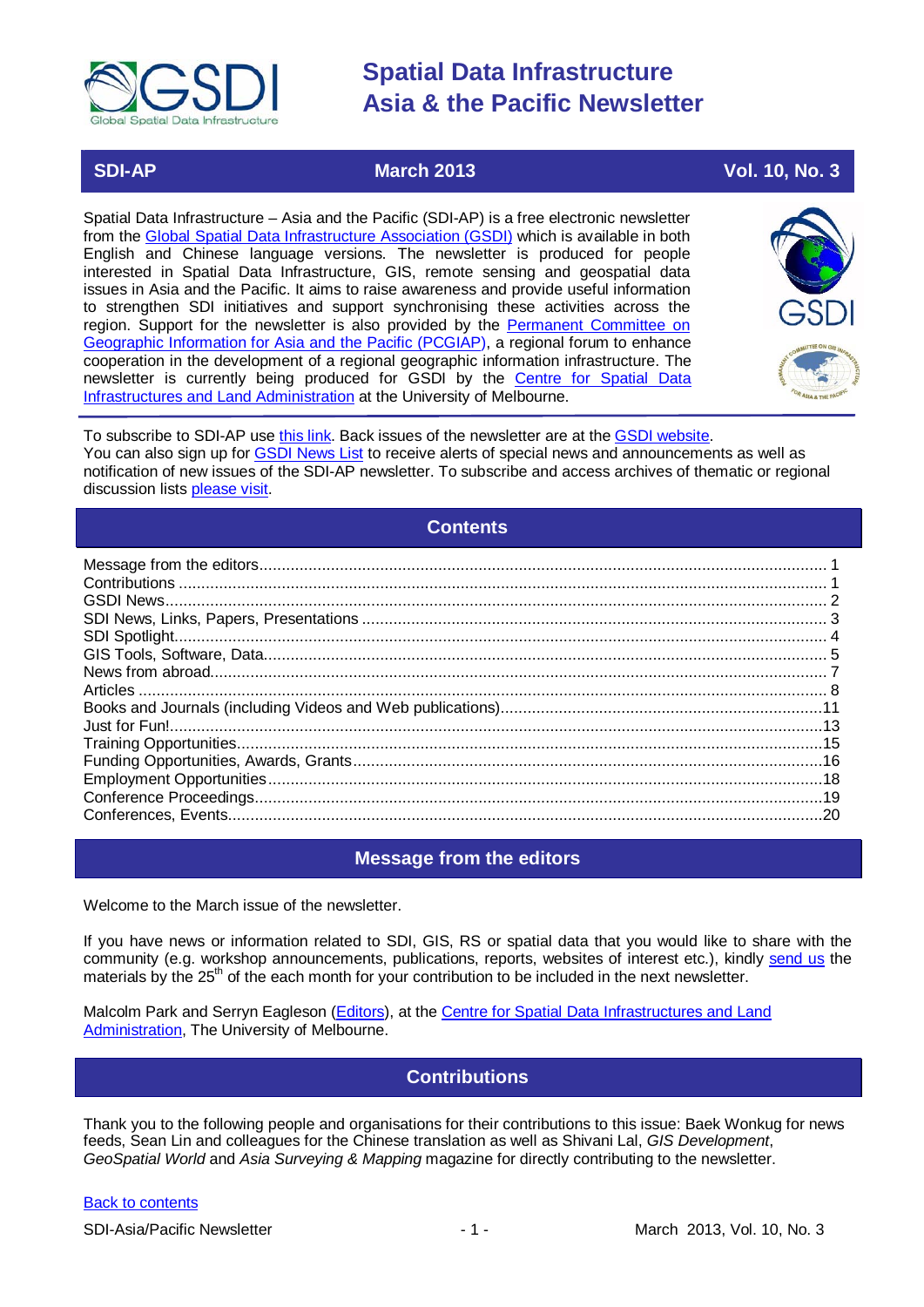# Spatial Data Infrastructure Asia & the Pacific Newsletter

| SDI-AP | March 2013 | Vol. 10, No. 3 |
|---|---|---|

Spatial Data Infrastructure – Asia and the Pacific (SDI-AP) is a free electronic newsletter from the Global Spatial Data Infrastructure Association (GSDI) which is available in both English and Chinese language versions. The newsletter is produced for people interested in Spatial Data Infrastructure, GIS, remote sensing and geospatial data issues in Asia and the Pacific. It aims to raise awareness and provide useful information to strengthen SDI initiatives and support synchronising these activities across the region. Support for the newsletter is also provided by the Permanent Committee on Geographic Information for Asia and the Pacific (PCGIAP), a regional forum to enhance cooperation in the development of a regional geographic information infrastructure. The newsletter is currently being produced for GSDI by the Centre for Spatial Data Infrastructures and Land Administration at the University of Melbourne.

To subscribe to SDI-AP use this link. Back issues of the newsletter are at the GSDI website.
You can also sign up for GSDI News List to receive alerts of special news and announcements as well as notification of new issues of the SDI-AP newsletter. To subscribe and access archives of thematic or regional discussion lists please visit.

## Contents

- Message from the editors .... 1
- Contributions .... 1
- GSDI News .... 2
- SDI News, Links, Papers, Presentations .... 3
- SDI Spotlight .... 4
- GIS Tools, Software, Data .... 5
- News from abroad .... 7
- Articles .... 8
- Books and Journals (including Videos and Web publications) .... 11
- Just for Fun! .... 13
- Training Opportunities .... 15
- Funding Opportunities, Awards, Grants .... 16
- Employment Opportunities .... 18
- Conference Proceedings .... 19
- Conferences, Events .... 20

## Message from the editors

Welcome to the March issue of the newsletter.

If you have news or information related to SDI, GIS, RS or spatial data that you would like to share with the community (e.g. workshop announcements, publications, reports, websites of interest etc.), kindly send us the materials by the 25th of the each month for your contribution to be included in the next newsletter.

Malcolm Park and Serryn Eagleson (Editors), at the Centre for Spatial Data Infrastructures and Land Administration, The University of Melbourne.

## Contributions

Thank you to the following people and organisations for their contributions to this issue: Baek Wonkug for news feeds, Sean Lin and colleagues for the Chinese translation as well as Shivani Lal, *GIS Development*, *GeoSpatial World* and *Asia Surveying & Mapping* magazine for directly contributing to the newsletter.

Back to contents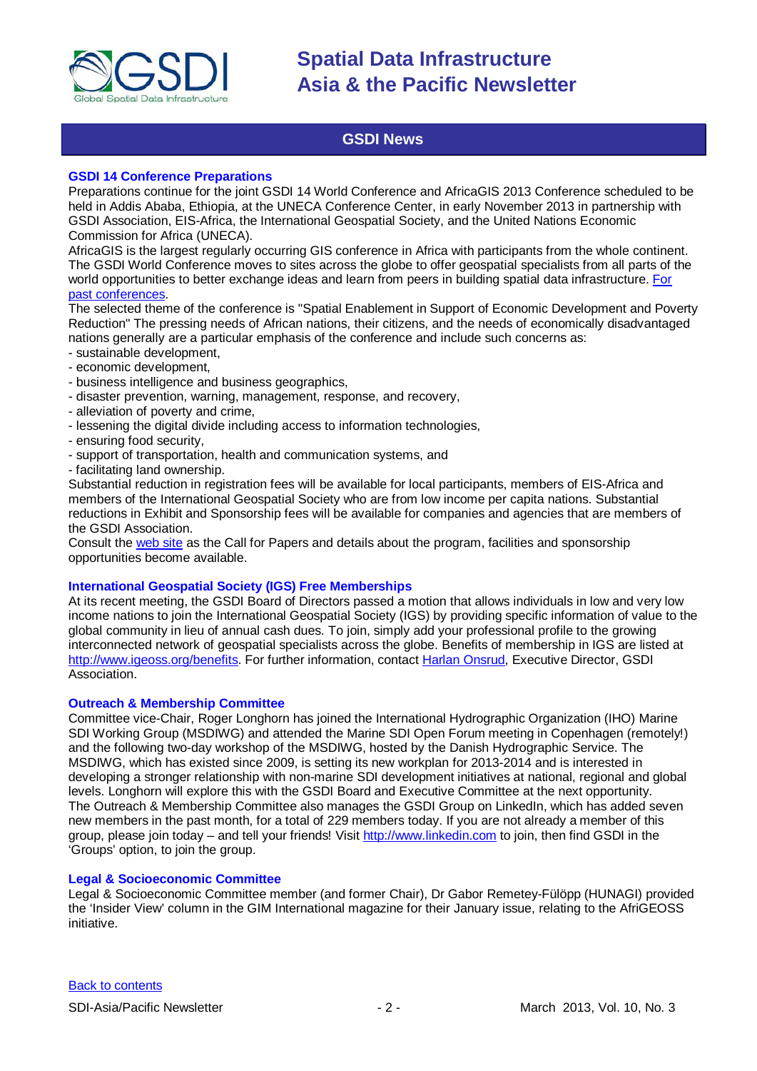## GSDI News

### GSDI 14 Conference Preparations

Preparations continue for the joint GSDI 14 World Conference and AfricaGIS 2013 Conference scheduled to be held in Addis Ababa, Ethiopia, at the UNECA Conference Center, in early November 2013 in partnership with GSDI Association, EIS-Africa, the International Geospatial Society, and the United Nations Economic Commission for Africa (UNECA).

AfricaGIS is the largest regularly occurring GIS conference in Africa with participants from the whole continent. The GSDI World Conference moves to sites across the globe to offer geospatial specialists from all parts of the world opportunities to better exchange ideas and learn from peers in building spatial data infrastructure. [For past conferences](For past conferences).

The selected theme of the conference is "Spatial Enablement in Support of Economic Development and Poverty Reduction" The pressing needs of African nations, their citizens, and the needs of economically disadvantaged nations generally are a particular emphasis of the conference and include such concerns as:

- sustainable development,
- economic development,
- business intelligence and business geographics,
- disaster prevention, warning, management, response, and recovery,
- alleviation of poverty and crime,
- lessening the digital divide including access to information technologies,
- ensuring food security,
- support of transportation, health and communication systems, and
- facilitating land ownership.

Substantial reduction in registration fees will be available for local participants, members of EIS-Africa and members of the International Geospatial Society who are from low income per capita nations. Substantial reductions in Exhibit and Sponsorship fees will be available for companies and agencies that are members of the GSDI Association.

Consult the web site as the Call for Papers and details about the program, facilities and sponsorship opportunities become available.

### International Geospatial Society (IGS) Free Memberships

At its recent meeting, the GSDI Board of Directors passed a motion that allows individuals in low and very low income nations to join the International Geospatial Society (IGS) by providing specific information of value to the global community in lieu of annual cash dues. To join, simply add your professional profile to the growing interconnected network of geospatial specialists across the globe. Benefits of membership in IGS are listed at http://www.igeoss.org/benefits. For further information, contact Harlan Onsrud, Executive Director, GSDI Association.

### Outreach & Membership Committee

Committee vice-Chair, Roger Longhorn has joined the International Hydrographic Organization (IHO) Marine SDI Working Group (MSDIWG) and attended the Marine SDI Open Forum meeting in Copenhagen (remotely!) and the following two-day workshop of the MSDIWG, hosted by the Danish Hydrographic Service. The MSDIWG, which has existed since 2009, is setting its new workplan for 2013-2014 and is interested in developing a stronger relationship with non-marine SDI development initiatives at national, regional and global levels. Longhorn will explore this with the GSDI Board and Executive Committee at the next opportunity.

The Outreach & Membership Committee also manages the GSDI Group on LinkedIn, which has added seven new members in the past month, for a total of 229 members today. If you are not already a member of this group, please join today – and tell your friends! Visit http://www.linkedin.com to join, then find GSDI in the 'Groups' option, to join the group.

### Legal & Socioeconomic Committee

Legal & Socioeconomic Committee member (and former Chair), Dr Gabor Remetey-Fülöpp (HUNAGI) provided the 'Insider View' column in the GIM International magazine for their January issue, relating to the AfriGEOSS initiative.

Back to contents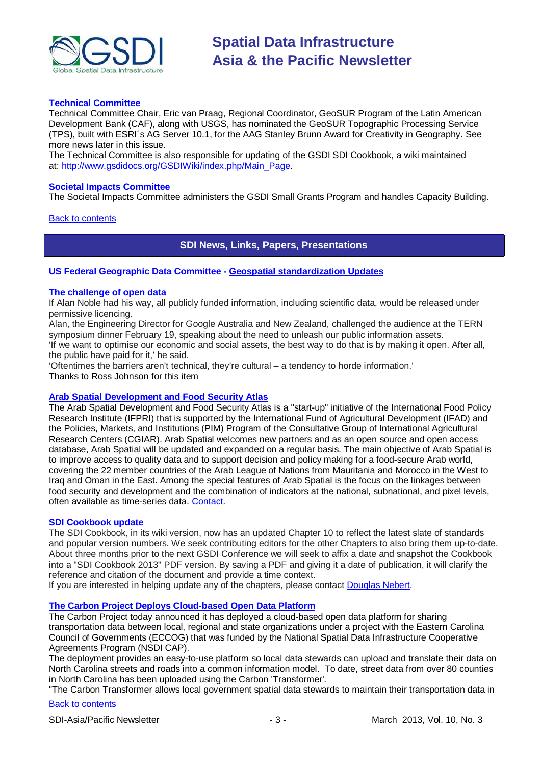### Technical Committee

Technical Committee Chair, Eric van Praag, Regional Coordinator, GeoSUR Program of the Latin American Development Bank (CAF), along with USGS, has nominated the GeoSUR Topographic Processing Service (TPS), built with ESRI´s AG Server 10.1, for the AAG Stanley Brunn Award for Creativity in Geography. See more news later in this issue.

The Technical Committee is also responsible for updating of the GSDI SDI Cookbook, a wiki maintained at: http://www.gsdidocs.org/GSDIWiki/index.php/Main_Page.

### Societal Impacts Committee

The Societal Impacts Committee administers the GSDI Small Grants Program and handles Capacity Building.

Back to contents

## SDI News, Links, Papers, Presentations

### US Federal Geographic Data Committee - Geospatial standardization Updates

### The challenge of open data

If Alan Noble had his way, all publicly funded information, including scientific data, would be released under permissive licencing.

Alan, the Engineering Director for Google Australia and New Zealand, challenged the audience at the TERN symposium dinner February 19, speaking about the need to unleash our public information assets.

'If we want to optimise our economic and social assets, the best way to do that is by making it open. After all, the public have paid for it,' he said.

'Oftentimes the barriers aren't technical, they're cultural – a tendency to horde information.'

Thanks to Ross Johnson for this item

### Arab Spatial Development and Food Security Atlas

The Arab Spatial Development and Food Security Atlas is a "start-up" initiative of the International Food Policy Research Institute (IFPRI) that is supported by the International Fund of Agricultural Development (IFAD) and the Policies, Markets, and Institutions (PIM) Program of the Consultative Group of International Agricultural Research Centers (CGIAR). Arab Spatial welcomes new partners and as an open source and open access database, Arab Spatial will be updated and expanded on a regular basis. The main objective of Arab Spatial is to improve access to quality data and to support decision and policy making for a food-secure Arab world, covering the 22 member countries of the Arab League of Nations from Mauritania and Morocco in the West to Iraq and Oman in the East. Among the special features of Arab Spatial is the focus on the linkages between food security and development and the combination of indicators at the national, subnational, and pixel levels, often available as time-series data. Contact.

### SDI Cookbook update

The SDI Cookbook, in its wiki version, now has an updated Chapter 10 to reflect the latest slate of standards and popular version numbers. We seek contributing editors for the other Chapters to also bring them up-to-date. About three months prior to the next GSDI Conference we will seek to affix a date and snapshot the Cookbook into a "SDI Cookbook 2013" PDF version. By saving a PDF and giving it a date of publication, it will clarify the reference and citation of the document and provide a time context.

If you are interested in helping update any of the chapters, please contact Douglas Nebert.

### The Carbon Project Deploys Cloud-based Open Data Platform

The Carbon Project today announced it has deployed a cloud-based open data platform for sharing transportation data between local, regional and state organizations under a project with the Eastern Carolina Council of Governments (ECCOG) that was funded by the National Spatial Data Infrastructure Cooperative Agreements Program (NSDI CAP).

The deployment provides an easy-to-use platform so local data stewards can upload and translate their data on North Carolina streets and roads into a common information model. To date, street data from over 80 counties in North Carolina has been uploaded using the Carbon 'Transformer'.

"The Carbon Transformer allows local government spatial data stewards to maintain their transportation data in

Back to contents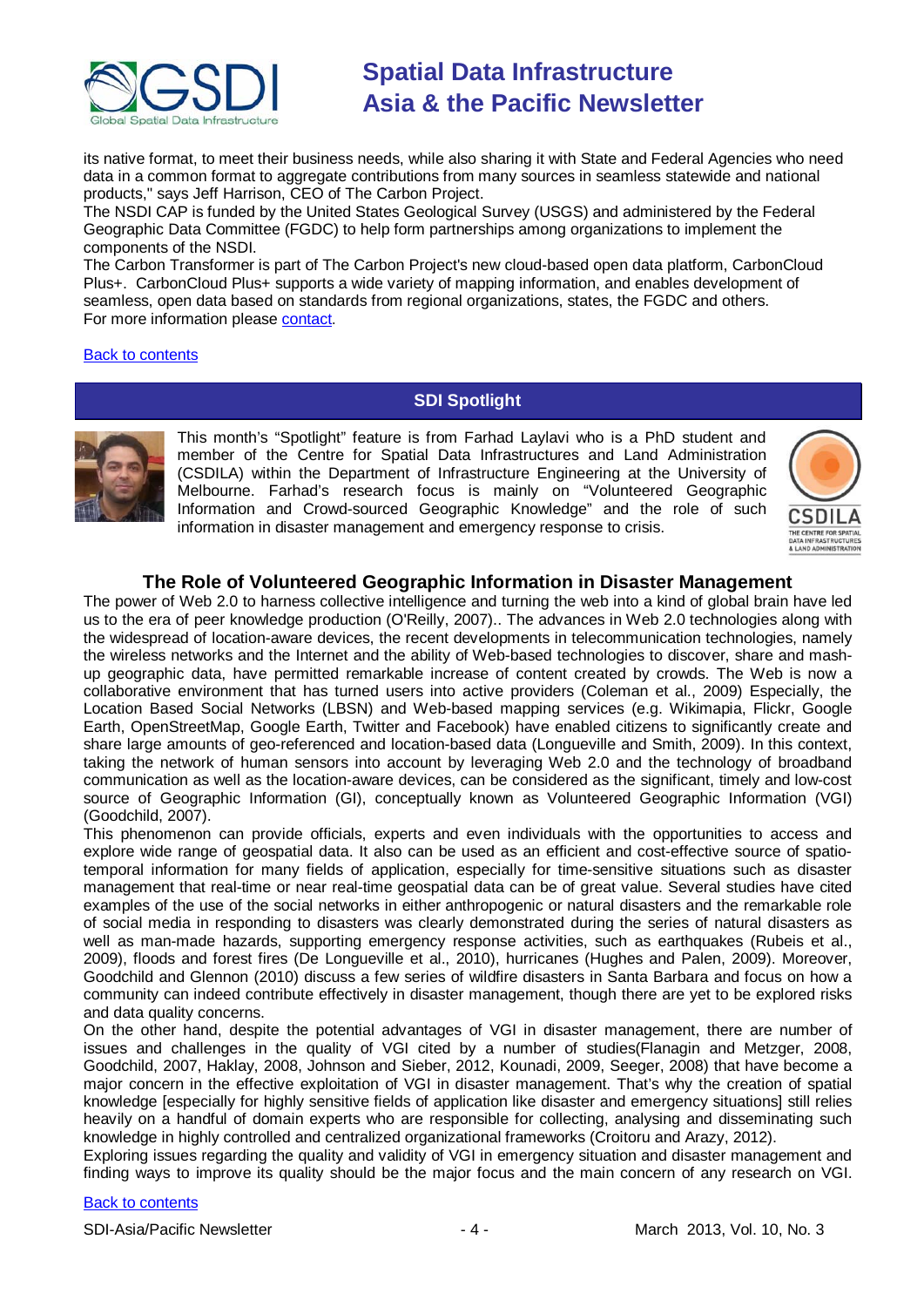its native format, to meet their business needs, while also sharing it with State and Federal Agencies who need data in a common format to aggregate contributions from many sources in seamless statewide and national products," says Jeff Harrison, CEO of The Carbon Project.

The NSDI CAP is funded by the United States Geological Survey (USGS) and administered by the Federal Geographic Data Committee (FGDC) to help form partnerships among organizations to implement the components of the NSDI.

The Carbon Transformer is part of The Carbon Project's new cloud-based open data platform, CarbonCloud Plus+. CarbonCloud Plus+ supports a wide variety of mapping information, and enables development of seamless, open data based on standards from regional organizations, states, the FGDC and others.

For more information please contact.

Back to contents

## SDI Spotlight

This month's "Spotlight" feature is from Farhad Laylavi who is a PhD student and member of the Centre for Spatial Data Infrastructures and Land Administration (CSDILA) within the Department of Infrastructure Engineering at the University of Melbourne. Farhad's research focus is mainly on "Volunteered Geographic Information and Crowd-sourced Geographic Knowledge" and the role of such information in disaster management and emergency response to crisis.

### The Role of Volunteered Geographic Information in Disaster Management

The power of Web 2.0 to harness collective intelligence and turning the web into a kind of global brain have led us to the era of peer knowledge production (O'Reilly, 2007).. The advances in Web 2.0 technologies along with the widespread of location-aware devices, the recent developments in telecommunication technologies, namely the wireless networks and the Internet and the ability of Web-based technologies to discover, share and mash-up geographic data, have permitted remarkable increase of content created by crowds. The Web is now a collaborative environment that has turned users into active providers (Coleman et al., 2009) Especially, the Location Based Social Networks (LBSN) and Web-based mapping services (e.g. Wikimapia, Flickr, Google Earth, OpenStreetMap, Google Earth, Twitter and Facebook) have enabled citizens to significantly create and share large amounts of geo-referenced and location-based data (Longueville and Smith, 2009). In this context, taking the network of human sensors into account by leveraging Web 2.0 and the technology of broadband communication as well as the location-aware devices, can be considered as the significant, timely and low-cost source of Geographic Information (GI), conceptually known as Volunteered Geographic Information (VGI) (Goodchild, 2007).

This phenomenon can provide officials, experts and even individuals with the opportunities to access and explore wide range of geospatial data. It also can be used as an efficient and cost-effective source of spatio-temporal information for many fields of application, especially for time-sensitive situations such as disaster management that real-time or near real-time geospatial data can be of great value. Several studies have cited examples of the use of the social networks in either anthropogenic or natural disasters and the remarkable role of social media in responding to disasters was clearly demonstrated during the series of natural disasters as well as man-made hazards, supporting emergency response activities, such as earthquakes (Rubeis et al., 2009), floods and forest fires (De Longueville et al., 2010), hurricanes (Hughes and Palen, 2009). Moreover, Goodchild and Glennon (2010) discuss a few series of wildfire disasters in Santa Barbara and focus on how a community can indeed contribute effectively in disaster management, though there are yet to be explored risks and data quality concerns.

On the other hand, despite the potential advantages of VGI in disaster management, there are number of issues and challenges in the quality of VGI cited by a number of studies(Flanagin and Metzger, 2008, Goodchild, 2007, Haklay, 2008, Johnson and Sieber, 2012, Kounadi, 2009, Seeger, 2008) that have become a major concern in the effective exploitation of VGI in disaster management. That's why the creation of spatial knowledge [especially for highly sensitive fields of application like disaster and emergency situations] still relies heavily on a handful of domain experts who are responsible for collecting, analysing and disseminating such knowledge in highly controlled and centralized organizational frameworks (Croitoru and Arazy, 2012).

Exploring issues regarding the quality and validity of VGI in emergency situation and disaster management and finding ways to improve its quality should be the major focus and the main concern of any research on VGI.

Back to contents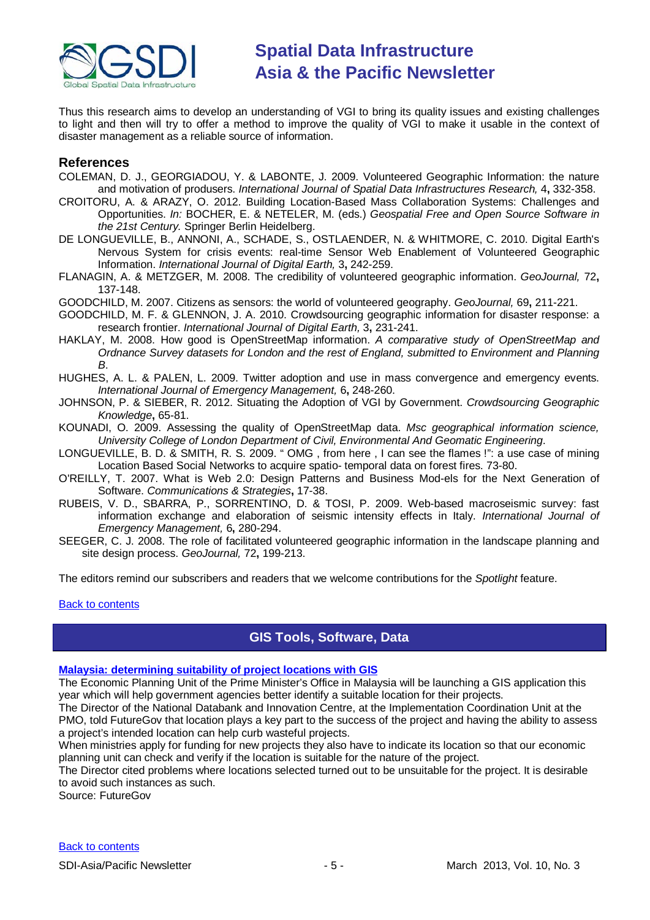Thus this research aims to develop an understanding of VGI to bring its quality issues and existing challenges to light and then will try to offer a method to improve the quality of VGI to make it usable in the context of disaster management as a reliable source of information.

### References

COLEMAN, D. J., GEORGIADOU, Y. & LABONTE, J. 2009. Volunteered Geographic Information: the nature and motivation of produsers. *International Journal of Spatial Data Infrastructures Research,* 4**,** 332-358.

CROITORU, A. & ARAZY, O. 2012. Building Location-Based Mass Collaboration Systems: Challenges and Opportunities. *In:* BOCHER, E. & NETELER, M. (eds.) *Geospatial Free and Open Source Software in the 21st Century.* Springer Berlin Heidelberg.

DE LONGUEVILLE, B., ANNONI, A., SCHADE, S., OSTLAENDER, N. & WHITMORE, C. 2010. Digital Earth's Nervous System for crisis events: real-time Sensor Web Enablement of Volunteered Geographic Information. *International Journal of Digital Earth,* 3**,** 242-259.

FLANAGIN, A. & METZGER, M. 2008. The credibility of volunteered geographic information. *GeoJournal,* 72**,** 137-148.

GOODCHILD, M. 2007. Citizens as sensors: the world of volunteered geography. *GeoJournal,* 69**,** 211-221.

GOODCHILD, M. F. & GLENNON, J. A. 2010. Crowdsourcing geographic information for disaster response: a research frontier. *International Journal of Digital Earth,* 3**,** 231-241.

HAKLAY, M. 2008. How good is OpenStreetMap information. *A comparative study of OpenStreetMap and Ordnance Survey datasets for London and the rest of England, submitted to Environment and Planning B*.

HUGHES, A. L. & PALEN, L. 2009. Twitter adoption and use in mass convergence and emergency events. *International Journal of Emergency Management,* 6**,** 248-260.

JOHNSON, P. & SIEBER, R. 2012. Situating the Adoption of VGI by Government. *Crowdsourcing Geographic Knowledge***,** 65-81.

KOUNADI, O. 2009. Assessing the quality of OpenStreetMap data. *Msc geographical information science, University College of London Department of Civil, Environmental And Geomatic Engineering*.

LONGUEVILLE, B. D. & SMITH, R. S. 2009. " OMG , from here , I can see the flames !": a use case of mining Location Based Social Networks to acquire spatio- temporal data on forest fires. 73-80.

O'REILLY, T. 2007. What is Web 2.0: Design Patterns and Business Mod-els for the Next Generation of Software. *Communications & Strategies***,** 17-38.

RUBEIS, V. D., SBARRA, P., SORRENTINO, D. & TOSI, P. 2009. Web-based macroseismic survey: fast information exchange and elaboration of seismic intensity effects in Italy. *International Journal of Emergency Management,* 6**,** 280-294.

SEEGER, C. J. 2008. The role of facilitated volunteered geographic information in the landscape planning and site design process. *GeoJournal,* 72**,** 199-213.

The editors remind our subscribers and readers that we welcome contributions for the *Spotlight* feature.

Back to contents

## GIS Tools, Software, Data

**Malaysia: determining suitability of project locations with GIS**

The Economic Planning Unit of the Prime Minister's Office in Malaysia will be launching a GIS application this year which will help government agencies better identify a suitable location for their projects.

The Director of the National Databank and Innovation Centre, at the Implementation Coordination Unit at the PMO, told FutureGov that location plays a key part to the success of the project and having the ability to assess a project's intended location can help curb wasteful projects.

When ministries apply for funding for new projects they also have to indicate its location so that our economic planning unit can check and verify if the location is suitable for the nature of the project.

The Director cited problems where locations selected turned out to be unsuitable for the project. It is desirable to avoid such instances as such.

Source: FutureGov

Back to contents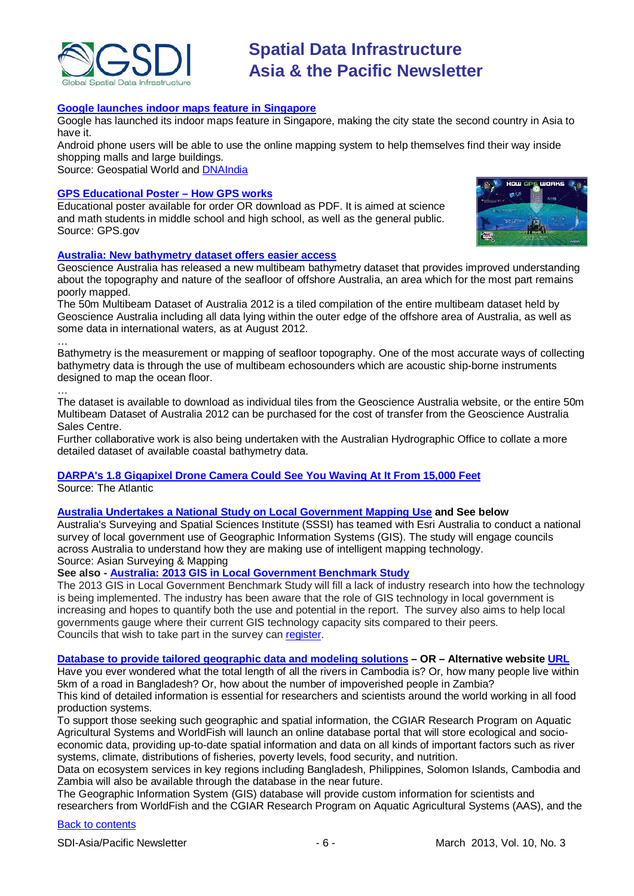**Google launches indoor maps feature in Singapore**

Google has launched its indoor maps feature in Singapore, making the city state the second country in Asia to have it.

Android phone users will be able to use the online mapping system to help themselves find their way inside shopping malls and large buildings.

Source: Geospatial World and DNAIndia

**GPS Educational Poster – How GPS works**

Educational poster available for order OR download as PDF. It is aimed at science and math students in middle school and high school, as well as the general public.

Source: GPS.gov

**Australia: New bathymetry dataset offers easier access**

Geoscience Australia has released a new multibeam bathymetry dataset that provides improved understanding about the topography and nature of the seafloor of offshore Australia, an area which for the most part remains poorly mapped.

The 50m Multibeam Dataset of Australia 2012 is a tiled compilation of the entire multibeam dataset held by Geoscience Australia including all data lying within the outer edge of the offshore area of Australia, as well as some data in international waters, as at August 2012.

…

Bathymetry is the measurement or mapping of seafloor topography. One of the most accurate ways of collecting bathymetry data is through the use of multibeam echosounders which are acoustic ship-borne instruments designed to map the ocean floor.

…

The dataset is available to download as individual tiles from the Geoscience Australia website, or the entire 50m Multibeam Dataset of Australia 2012 can be purchased for the cost of transfer from the Geoscience Australia Sales Centre.

Further collaborative work is also being undertaken with the Australian Hydrographic Office to collate a more detailed dataset of available coastal bathymetry data.

**DARPA's 1.8 Gigapixel Drone Camera Could See You Waving At It From 15,000 Feet**

Source: The Atlantic

**Australia Undertakes a National Study on Local Government Mapping Use and See below**

Australia's Surveying and Spatial Sciences Institute (SSSI) has teamed with Esri Australia to conduct a national survey of local government use of Geographic Information Systems (GIS). The study will engage councils across Australia to understand how they are making use of intelligent mapping technology.

Source: Asian Surveying & Mapping

**See also - Australia: 2013 GIS in Local Government Benchmark Study**

The 2013 GIS in Local Government Benchmark Study will fill a lack of industry research into how the technology is being implemented. The industry has been aware that the role of GIS technology in local government is increasing and hopes to quantify both the use and potential in the report. The survey also aims to help local governments gauge where their current GIS technology capacity sits compared to their peers.

Councils that wish to take part in the survey can register.

**Database to provide tailored geographic data and modeling solutions – OR – Alternative website URL**

Have you ever wondered what the total length of all the rivers in Cambodia is? Or, how many people live within 5km of a road in Bangladesh? Or, how about the number of impoverished people in Zambia?

This kind of detailed information is essential for researchers and scientists around the world working in all food production systems.

To support those seeking such geographic and spatial information, the CGIAR Research Program on Aquatic Agricultural Systems and WorldFish will launch an online database portal that will store ecological and socio-economic data, providing up-to-date spatial information and data on all kinds of important factors such as river systems, climate, distributions of fisheries, poverty levels, food security, and nutrition.

Data on ecosystem services in key regions including Bangladesh, Philippines, Solomon Islands, Cambodia and Zambia will also be available through the database in the near future.

The Geographic Information System (GIS) database will provide custom information for scientists and researchers from WorldFish and the CGIAR Research Program on Aquatic Agricultural Systems (AAS), and the

Back to contents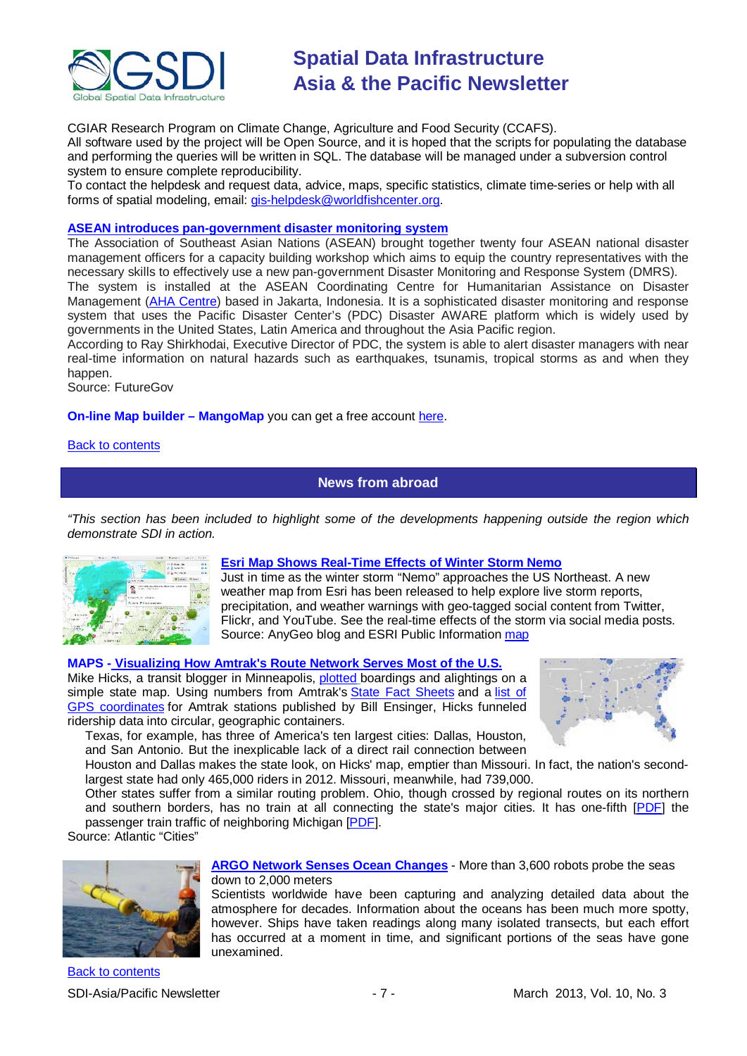CGIAR Research Program on Climate Change, Agriculture and Food Security (CCAFS).
All software used by the project will be Open Source, and it is hoped that the scripts for populating the database and performing the queries will be written in SQL. The database will be managed under a subversion control system to ensure complete reproducibility.
To contact the helpdesk and request data, advice, maps, specific statistics, climate time-series or help with all forms of spatial modeling, email: gis-helpdesk@worldfishcenter.org.

**ASEAN introduces pan-government disaster monitoring system**
The Association of Southeast Asian Nations (ASEAN) brought together twenty four ASEAN national disaster management officers for a capacity building workshop which aims to equip the country representatives with the necessary skills to effectively use a new pan-government Disaster Monitoring and Response System (DMRS).
The system is installed at the ASEAN Coordinating Centre for Humanitarian Assistance on Disaster Management (AHA Centre) based in Jakarta, Indonesia. It is a sophisticated disaster monitoring and response system that uses the Pacific Disaster Center's (PDC) Disaster AWARE platform which is widely used by governments in the United States, Latin America and throughout the Asia Pacific region.
According to Ray Shirkhodai, Executive Director of PDC, the system is able to alert disaster managers with near real-time information on natural hazards such as earthquakes, tsunamis, tropical storms as and when they happen.
Source: FutureGov

**On-line Map builder – MangoMap** you can get a free account here.

Back to contents

## News from abroad

*"This section has been included to highlight some of the developments happening outside the region which demonstrate SDI in action.*

**Esri Map Shows Real-Time Effects of Winter Storm Nemo**
Just in time as the winter storm "Nemo" approaches the US Northeast. A new weather map from Esri has been released to help explore live storm reports, precipitation, and weather warnings with geo-tagged social content from Twitter, Flickr, and YouTube. See the real-time effects of the storm via social media posts.
Source: AnyGeo blog and ESRI Public Information map

**MAPS - Visualizing How Amtrak's Route Network Serves Most of the U.S.**
Mike Hicks, a transit blogger in Minneapolis, plotted boardings and alightings on a simple state map. Using numbers from Amtrak's State Fact Sheets and a list of GPS coordinates for Amtrak stations published by Bill Ensinger, Hicks funneled ridership data into circular, geographic containers.

Texas, for example, has three of America's ten largest cities: Dallas, Houston, and San Antonio. But the inexplicable lack of a direct rail connection between Houston and Dallas makes the state look, on Hicks' map, emptier than Missouri. In fact, the nation's second-largest state had only 465,000 riders in 2012. Missouri, meanwhile, had 739,000.

Other states suffer from a similar routing problem. Ohio, though crossed by regional routes on its northern and southern borders, has no train at all connecting the state's major cities. It has one-fifth [PDF] the passenger train traffic of neighboring Michigan [PDF].

Source: Atlantic "Cities"

**ARGO Network Senses Ocean Changes** - More than 3,600 robots probe the seas down to 2,000 meters
Scientists worldwide have been capturing and analyzing detailed data about the atmosphere for decades. Information about the oceans has been much more spotty, however. Ships have taken readings along many isolated transects, but each effort has occurred at a moment in time, and significant portions of the seas have gone unexamined.

Back to contents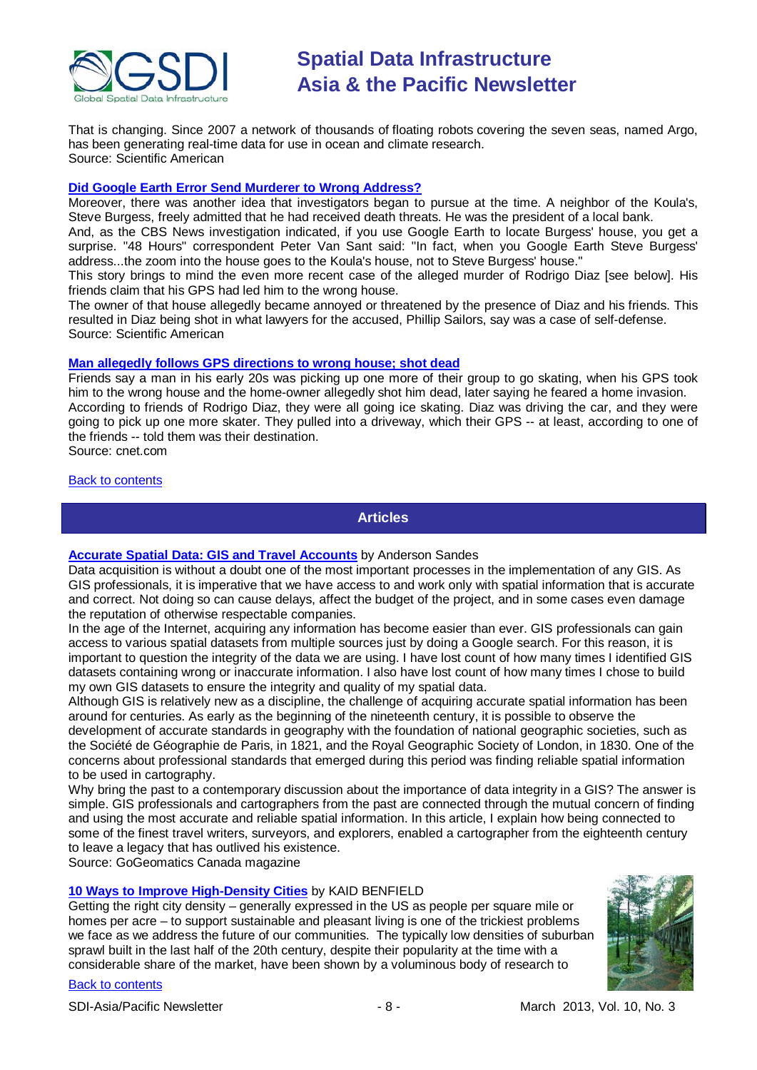That is changing. Since 2007 a network of thousands of floating robots covering the seven seas, named Argo, has been generating real-time data for use in ocean and climate research.
Source: Scientific American

**Did Google Earth Error Send Murderer to Wrong Address?**

Moreover, there was another idea that investigators began to pursue at the time. A neighbor of the Koula's, Steve Burgess, freely admitted that he had received death threats. He was the president of a local bank.

And, as the CBS News investigation indicated, if you use Google Earth to locate Burgess' house, you get a surprise. "48 Hours" correspondent Peter Van Sant said: "In fact, when you Google Earth Steve Burgess' address...the zoom into the house goes to the Koula's house, not to Steve Burgess' house."

This story brings to mind the even more recent case of the alleged murder of Rodrigo Diaz [see below]. His friends claim that his GPS had led him to the wrong house.

The owner of that house allegedly became annoyed or threatened by the presence of Diaz and his friends. This resulted in Diaz being shot in what lawyers for the accused, Phillip Sailors, say was a case of self-defense.
Source: Scientific American

**Man allegedly follows GPS directions to wrong house; shot dead**

Friends say a man in his early 20s was picking up one more of their group to go skating, when his GPS took him to the wrong house and the home-owner allegedly shot him dead, later saying he feared a home invasion.

According to friends of Rodrigo Diaz, they were all going ice skating. Diaz was driving the car, and they were going to pick up one more skater. They pulled into a driveway, which their GPS -- at least, according to one of the friends -- told them was their destination.
Source: cnet.com

Back to contents

## Articles

**Accurate Spatial Data: GIS and Travel Accounts** by Anderson Sandes

Data acquisition is without a doubt one of the most important processes in the implementation of any GIS. As GIS professionals, it is imperative that we have access to and work only with spatial information that is accurate and correct. Not doing so can cause delays, affect the budget of the project, and in some cases even damage the reputation of otherwise respectable companies.

In the age of the Internet, acquiring any information has become easier than ever. GIS professionals can gain access to various spatial datasets from multiple sources just by doing a Google search. For this reason, it is important to question the integrity of the data we are using. I have lost count of how many times I identified GIS datasets containing wrong or inaccurate information. I also have lost count of how many times I chose to build my own GIS datasets to ensure the integrity and quality of my spatial data.

Although GIS is relatively new as a discipline, the challenge of acquiring accurate spatial information has been around for centuries. As early as the beginning of the nineteenth century, it is possible to observe the development of accurate standards in geography with the foundation of national geographic societies, such as the Société de Géographie de Paris, in 1821, and the Royal Geographic Society of London, in 1830. One of the concerns about professional standards that emerged during this period was finding reliable spatial information to be used in cartography.

Why bring the past to a contemporary discussion about the importance of data integrity in a GIS? The answer is simple. GIS professionals and cartographers from the past are connected through the mutual concern of finding and using the most accurate and reliable spatial information. In this article, I explain how being connected to some of the finest travel writers, surveyors, and explorers, enabled a cartographer from the eighteenth century to leave a legacy that has outlived his existence.
Source: GoGeomatics Canada magazine

**10 Ways to Improve High-Density Cities** by KAID BENFIELD

Getting the right city density – generally expressed in the US as people per square mile or homes per acre – to support sustainable and pleasant living is one of the trickiest problems we face as we address the future of our communities. The typically low densities of suburban sprawl built in the last half of the 20th century, despite their popularity at the time with a considerable share of the market, have been shown by a voluminous body of research to

Back to contents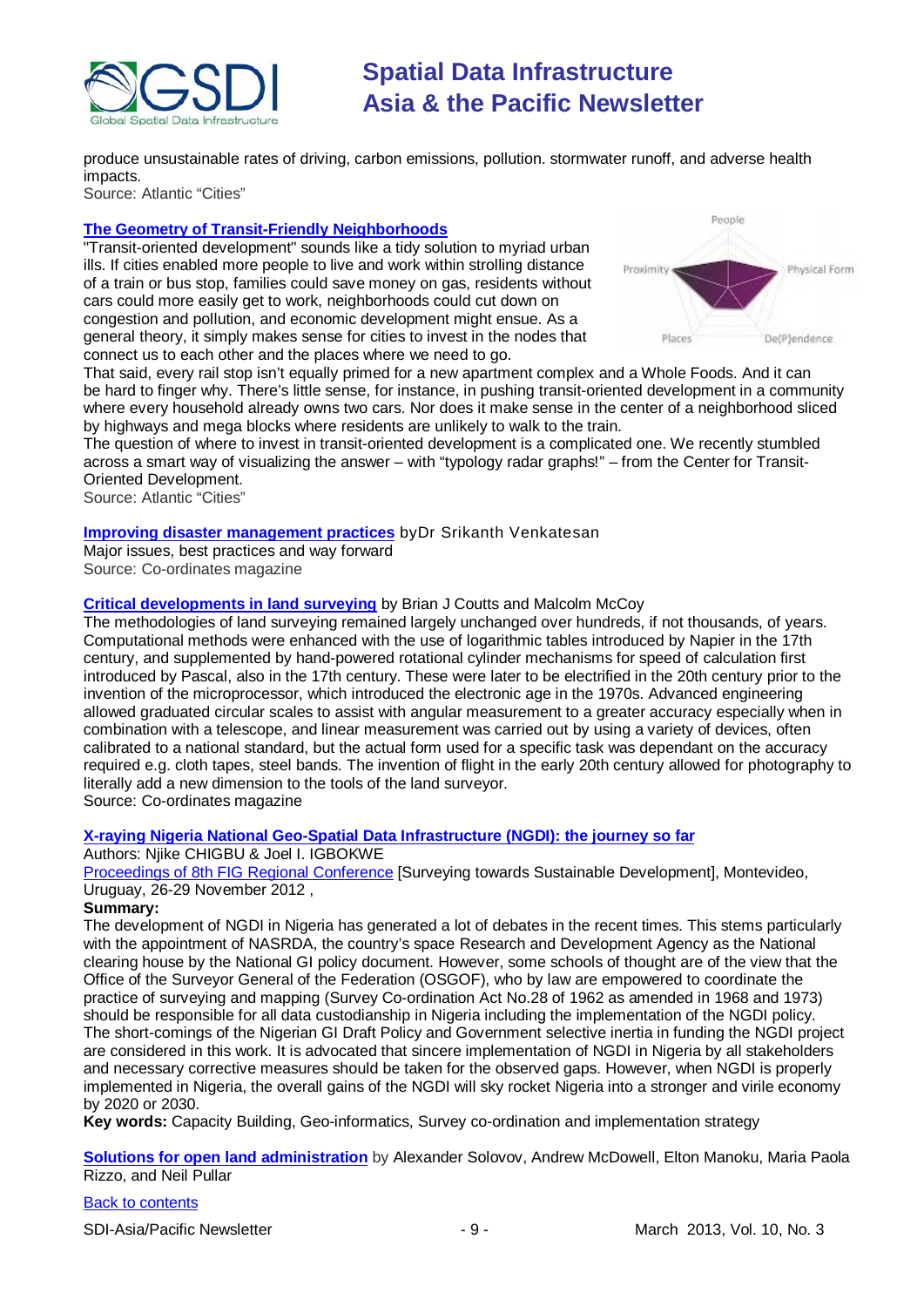produce unsustainable rates of driving, carbon emissions, pollution. stormwater runoff, and adverse health impacts.
Source: Atlantic "Cities"

**The Geometry of Transit-Friendly Neighborhoods**
"Transit-oriented development" sounds like a tidy solution to myriad urban ills. If cities enabled more people to live and work within strolling distance of a train or bus stop, families could save money on gas, residents without cars could more easily get to work, neighborhoods could cut down on congestion and pollution, and economic development might ensue. As a general theory, it simply makes sense for cities to invest in the nodes that connect us to each other and the places where we need to go.
That said, every rail stop isn't equally primed for a new apartment complex and a Whole Foods. And it can be hard to finger why. There's little sense, for instance, in pushing transit-oriented development in a community where every household already owns two cars. Nor does it make sense in the center of a neighborhood sliced by highways and mega blocks where residents are unlikely to walk to the train.
The question of where to invest in transit-oriented development is a complicated one. We recently stumbled across a smart way of visualizing the answer – with "typology radar graphs!" – from the Center for Transit-Oriented Development.
Source: Atlantic "Cities"

**Improving disaster management practices** byDr Srikanth Venkatesan
Major issues, best practices and way forward
Source: Co-ordinates magazine

**Critical developments in land surveying** by Brian J Coutts and Malcolm McCoy
The methodologies of land surveying remained largely unchanged over hundreds, if not thousands, of years. Computational methods were enhanced with the use of logarithmic tables introduced by Napier in the 17th century, and supplemented by hand-powered rotational cylinder mechanisms for speed of calculation first introduced by Pascal, also in the 17th century. These were later to be electrified in the 20th century prior to the invention of the microprocessor, which introduced the electronic age in the 1970s. Advanced engineering allowed graduated circular scales to assist with angular measurement to a greater accuracy especially when in combination with a telescope, and linear measurement was carried out by using a variety of devices, often calibrated to a national standard, but the actual form used for a specific task was dependant on the accuracy required e.g. cloth tapes, steel bands. The invention of flight in the early 20th century allowed for photography to literally add a new dimension to the tools of the land surveyor.
Source: Co-ordinates magazine

**X-raying Nigeria National Geo-Spatial Data Infrastructure (NGDI): the journey so far**
Authors: Njike CHIGBU & Joel I. IGBOKWE
Proceedings of 8th FIG Regional Conference [Surveying towards Sustainable Development], Montevideo, Uruguay, 26-29 November 2012 ,
**Summary:**
The development of NGDI in Nigeria has generated a lot of debates in the recent times. This stems particularly with the appointment of NASRDA, the country's space Research and Development Agency as the National clearing house by the National GI policy document. However, some schools of thought are of the view that the Office of the Surveyor General of the Federation (OSGOF), who by law are empowered to coordinate the practice of surveying and mapping (Survey Co-ordination Act No.28 of 1962 as amended in 1968 and 1973) should be responsible for all data custodianship in Nigeria including the implementation of the NGDI policy. The short-comings of the Nigerian GI Draft Policy and Government selective inertia in funding the NGDI project are considered in this work. It is advocated that sincere implementation of NGDI in Nigeria by all stakeholders and necessary corrective measures should be taken for the observed gaps. However, when NGDI is properly implemented in Nigeria, the overall gains of the NGDI will sky rocket Nigeria into a stronger and virile economy by 2020 or 2030.
**Key words:** Capacity Building, Geo-informatics, Survey co-ordination and implementation strategy

**Solutions for open land administration** by Alexander Solovov, Andrew McDowell, Elton Manoku, Maria Paola Rizzo, and Neil Pullar

Back to contents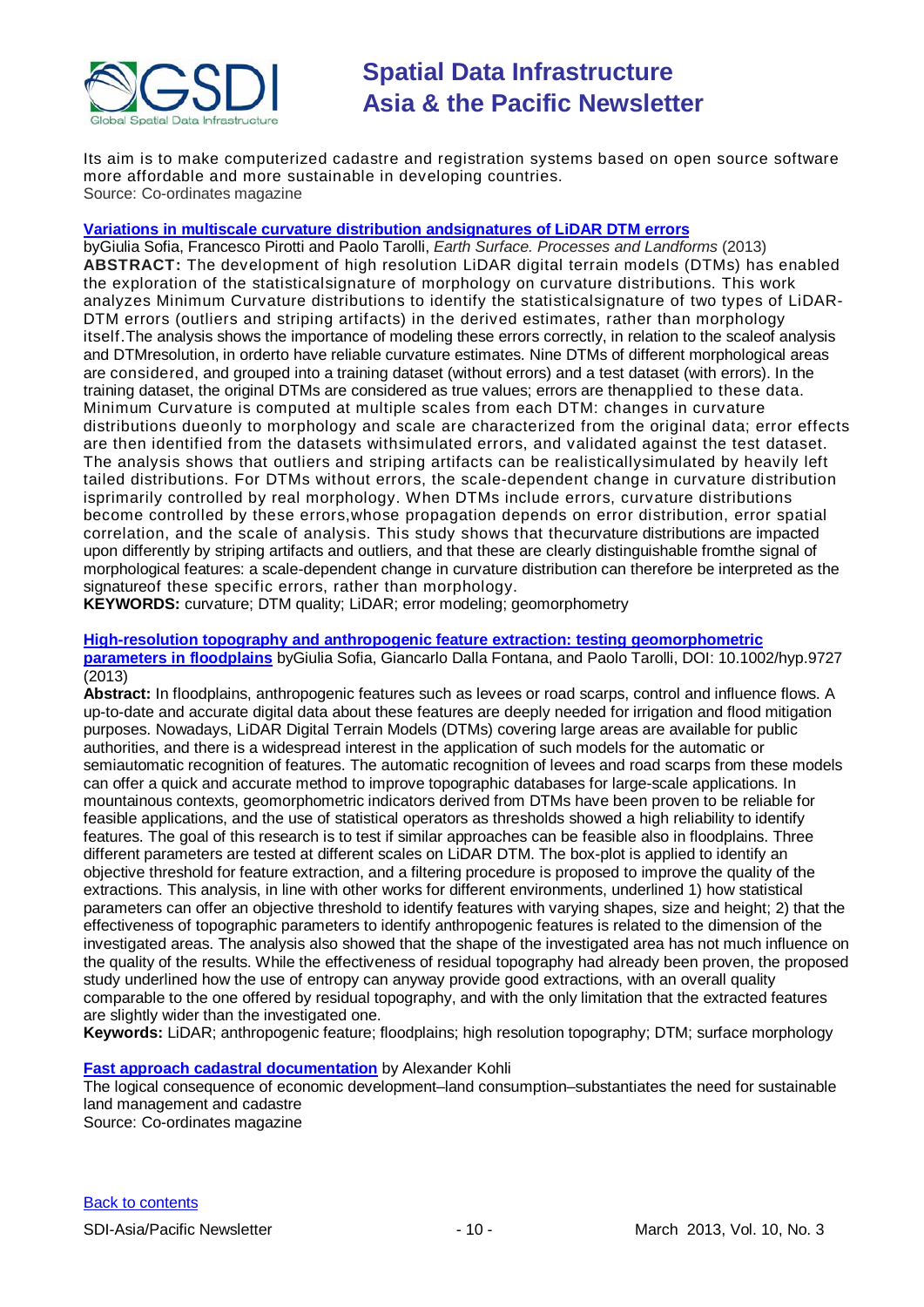Its aim is to make computerized cadastre and registration systems based on open source software more affordable and more sustainable in developing countries.
Source: Co-ordinates magazine

**Variations in multiscale curvature distribution andsignatures of LiDAR DTM errors**
byGiulia Sofia, Francesco Pirotti and Paolo Tarolli, *Earth Surface. Processes and Landforms* (2013)
**ABSTRACT:** The development of high resolution LiDAR digital terrain models (DTMs) has enabled the exploration of the statisticalsignature of morphology on curvature distributions. This work analyzes Minimum Curvature distributions to identify the statisticalsignature of two types of LiDAR-DTM errors (outliers and striping artifacts) in the derived estimates, rather than morphology itself.The analysis shows the importance of modeling these errors correctly, in relation to the scaleof analysis and DTMresolution, in orderto have reliable curvature estimates. Nine DTMs of different morphological areas are considered, and grouped into a training dataset (without errors) and a test dataset (with errors). In the training dataset, the original DTMs are considered as true values; errors are thenapplied to these data. Minimum Curvature is computed at multiple scales from each DTM: changes in curvature distributions dueonly to morphology and scale are characterized from the original data; error effects are then identified from the datasets withsimulated errors, and validated against the test dataset. The analysis shows that outliers and striping artifacts can be realisticallysimulated by heavily left tailed distributions. For DTMs without errors, the scale-dependent change in curvature distribution isprimarily controlled by real morphology. When DTMs include errors, curvature distributions become controlled by these errors,whose propagation depends on error distribution, error spatial correlation, and the scale of analysis. This study shows that thecurvature distributions are impacted upon differently by striping artifacts and outliers, and that these are clearly distinguishable fromthe signal of morphological features: a scale-dependent change in curvature distribution can therefore be interpreted as the signatureof these specific errors, rather than morphology.
**KEYWORDS:** curvature; DTM quality; LiDAR; error modeling; geomorphometry

**High-resolution topography and anthropogenic feature extraction: testing geomorphometric parameters in floodplains** byGiulia Sofia, Giancarlo Dalla Fontana, and Paolo Tarolli, DOI: 10.1002/hyp.9727 (2013)
**Abstract:** In floodplains, anthropogenic features such as levees or road scarps, control and influence flows. A up-to-date and accurate digital data about these features are deeply needed for irrigation and flood mitigation purposes. Nowadays, LiDAR Digital Terrain Models (DTMs) covering large areas are available for public authorities, and there is a widespread interest in the application of such models for the automatic or semiautomatic recognition of features. The automatic recognition of levees and road scarps from these models can offer a quick and accurate method to improve topographic databases for large-scale applications. In mountainous contexts, geomorphometric indicators derived from DTMs have been proven to be reliable for feasible applications, and the use of statistical operators as thresholds showed a high reliability to identify features. The goal of this research is to test if similar approaches can be feasible also in floodplains. Three different parameters are tested at different scales on LiDAR DTM. The box-plot is applied to identify an objective threshold for feature extraction, and a filtering procedure is proposed to improve the quality of the extractions. This analysis, in line with other works for different environments, underlined 1) how statistical parameters can offer an objective threshold to identify features with varying shapes, size and height; 2) that the effectiveness of topographic parameters to identify anthropogenic features is related to the dimension of the investigated areas. The analysis also showed that the shape of the investigated area has not much influence on the quality of the results. While the effectiveness of residual topography had already been proven, the proposed study underlined how the use of entropy can anyway provide good extractions, with an overall quality comparable to the one offered by residual topography, and with the only limitation that the extracted features are slightly wider than the investigated one.
**Keywords:** LiDAR; anthropogenic feature; floodplains; high resolution topography; DTM; surface morphology

**Fast approach cadastral documentation** by Alexander Kohli
The logical consequence of economic development–land consumption–substantiates the need for sustainable land management and cadastre
Source: Co-ordinates magazine

Back to contents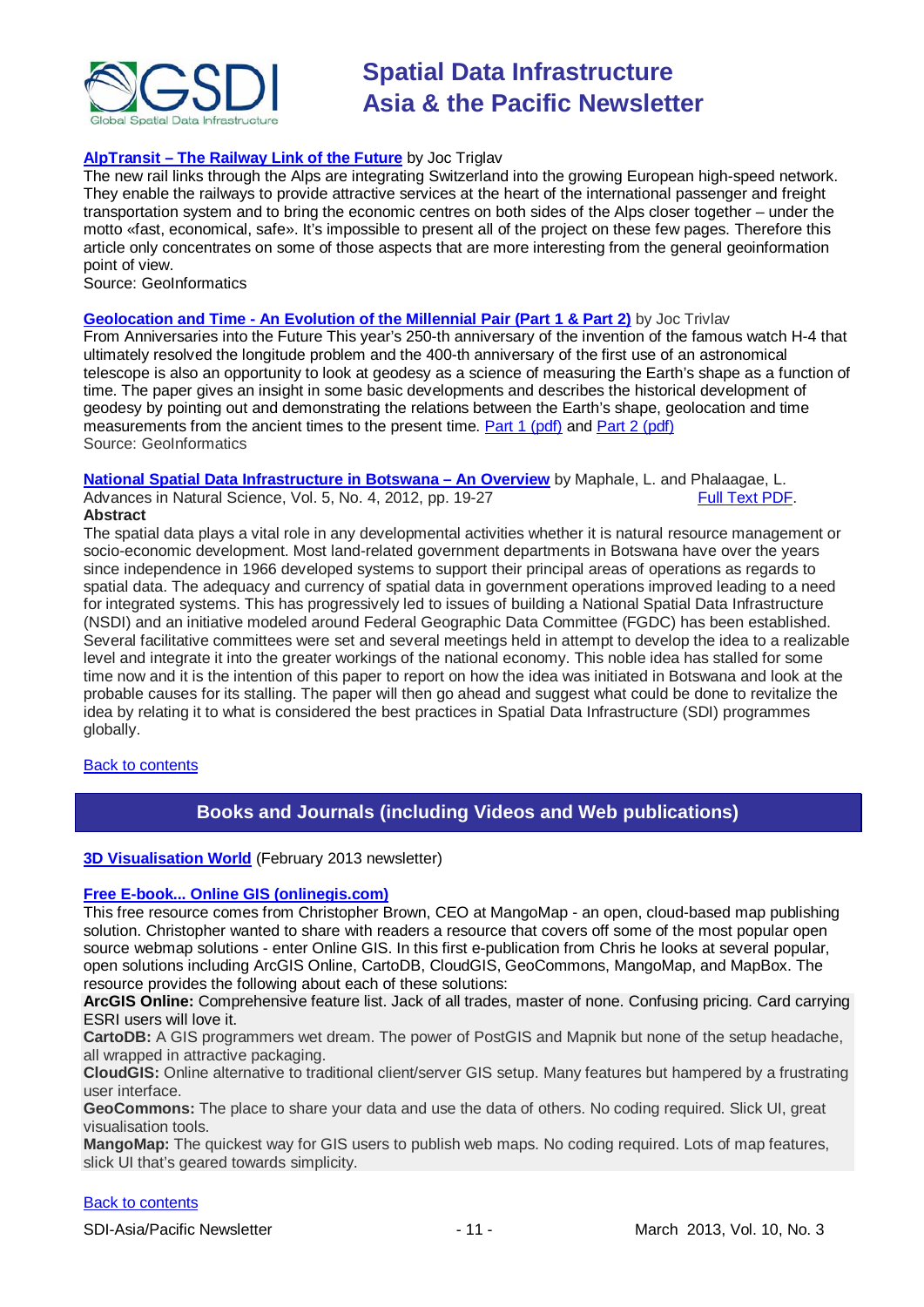**AlpTransit – The Railway Link of the Future** by Joc Triglav
The new rail links through the Alps are integrating Switzerland into the growing European high-speed network. They enable the railways to provide attractive services at the heart of the international passenger and freight transportation system and to bring the economic centres on both sides of the Alps closer together – under the motto «fast, economical, safe». It's impossible to present all of the project on these few pages. Therefore this article only concentrates on some of those aspects that are more interesting from the general geoinformation point of view.
Source: GeoInformatics

**Geolocation and Time - An Evolution of the Millennial Pair (Part 1 & Part 2)** by Joc Trivlav
From Anniversaries into the Future This year's 250-th anniversary of the invention of the famous watch H-4 that ultimately resolved the longitude problem and the 400-th anniversary of the first use of an astronomical telescope is also an opportunity to look at geodesy as a science of measuring the Earth's shape as a function of time. The paper gives an insight in some basic developments and describes the historical development of geodesy by pointing out and demonstrating the relations between the Earth's shape, geolocation and time measurements from the ancient times to the present time. Part 1 (pdf) and Part 2 (pdf)
Source: GeoInformatics

**National Spatial Data Infrastructure in Botswana – An Overview** by Maphale, L. and Phalaagae, L.
Advances in Natural Science, Vol. 5, No. 4, 2012, pp. 19-27 Full Text PDF.

**Abstract**

The spatial data plays a vital role in any developmental activities whether it is natural resource management or socio-economic development. Most land-related government departments in Botswana have over the years since independence in 1966 developed systems to support their principal areas of operations as regards to spatial data. The adequacy and currency of spatial data in government operations improved leading to a need for integrated systems. This has progressively led to issues of building a National Spatial Data Infrastructure (NSDI) and an initiative modeled around Federal Geographic Data Committee (FGDC) has been established. Several facilitative committees were set and several meetings held in attempt to develop the idea to a realizable level and integrate it into the greater workings of the national economy. This noble idea has stalled for some time now and it is the intention of this paper to report on how the idea was initiated in Botswana and look at the probable causes for its stalling. The paper will then go ahead and suggest what could be done to revitalize the idea by relating it to what is considered the best practices in Spatial Data Infrastructure (SDI) programmes globally.

Back to contents

## Books and Journals (including Videos and Web publications)

**3D Visualisation World** (February 2013 newsletter)

**Free E-book... Online GIS (onlinegis.com)**
This free resource comes from Christopher Brown, CEO at MangoMap - an open, cloud-based map publishing solution. Christopher wanted to share with readers a resource that covers off some of the most popular open source webmap solutions - enter Online GIS. In this first e-publication from Chris he looks at several popular, open solutions including ArcGIS Online, CartoDB, CloudGIS, GeoCommons, MangoMap, and MapBox. The resource provides the following about each of these solutions:

**ArcGIS Online:** Comprehensive feature list. Jack of all trades, master of none. Confusing pricing. Card carrying ESRI users will love it.
**CartoDB:** A GIS programmers wet dream. The power of PostGIS and Mapnik but none of the setup headache, all wrapped in attractive packaging.
**CloudGIS:** Online alternative to traditional client/server GIS setup. Many features but hampered by a frustrating user interface.
**GeoCommons:** The place to share your data and use the data of others. No coding required. Slick UI, great visualisation tools.
**MangoMap:** The quickest way for GIS users to publish web maps. No coding required. Lots of map features, slick UI that's geared towards simplicity.

Back to contents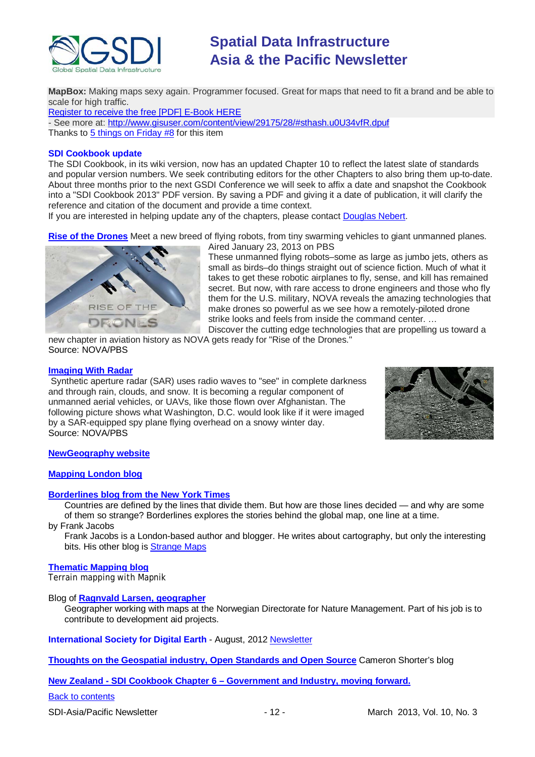**MapBox:** Making maps sexy again. Programmer focused. Great for maps that need to fit a brand and be able to scale for high traffic.
Register to receive the free [PDF] E-Book HERE
- See more at: http://www.gisuser.com/content/view/29175/28/#sthash.u0U34vfR.dpuf
Thanks to 5 things on Friday #8 for this item

**SDI Cookbook update**

The SDI Cookbook, in its wiki version, now has an updated Chapter 10 to reflect the latest slate of standards and popular version numbers. We seek contributing editors for the other Chapters to also bring them up-to-date. About three months prior to the next GSDI Conference we will seek to affix a date and snapshot the Cookbook into a "SDI Cookbook 2013" PDF version. By saving a PDF and giving it a date of publication, it will clarify the reference and citation of the document and provide a time context.
If you are interested in helping update any of the chapters, please contact Douglas Nebert.

**Rise of the Drones** Meet a new breed of flying robots, from tiny swarming vehicles to giant unmanned planes.
Aired January 23, 2013 on PBS
These unmanned flying robots–some as large as jumbo jets, others as small as birds–do things straight out of science fiction. Much of what it takes to get these robotic airplanes to fly, sense, and kill has remained secret. But now, with rare access to drone engineers and those who fly them for the U.S. military, NOVA reveals the amazing technologies that make drones so powerful as we see how a remotely-piloted drone strike looks and feels from inside the command center. …
Discover the cutting edge technologies that are propelling us toward a new chapter in aviation history as NOVA gets ready for "Rise of the Drones."
Source: NOVA/PBS

**Imaging With Radar**

Synthetic aperture radar (SAR) uses radio waves to "see" in complete darkness and through rain, clouds, and snow. It is becoming a regular component of unmanned aerial vehicles, or UAVs, like those flown over Afghanistan. The following picture shows what Washington, D.C. would look like if it were imaged by a SAR-equipped spy plane flying overhead on a snowy winter day.
Source: NOVA/PBS

**NewGeography website**

**Mapping London blog**

**Borderlines blog from the New York Times**

Countries are defined by the lines that divide them. But how are those lines decided — and why are some of them so strange? Borderlines explores the stories behind the global map, one line at a time.

by Frank Jacobs

Frank Jacobs is a London-based author and blogger. He writes about cartography, but only the interesting bits. His other blog is Strange Maps

**Thematic Mapping blog**

Terrain mapping with Mapnik

Blog of **Ragnvald Larsen, geographer**

Geographer working with maps at the Norwegian Directorate for Nature Management. Part of his job is to contribute to development aid projects.

**International Society for Digital Earth** - August, 2012 Newsletter

**Thoughts on the Geospatial industry, Open Standards and Open Source** Cameron Shorter's blog

**New Zealand - SDI Cookbook Chapter 6 – Government and Industry, moving forward.**

Back to contents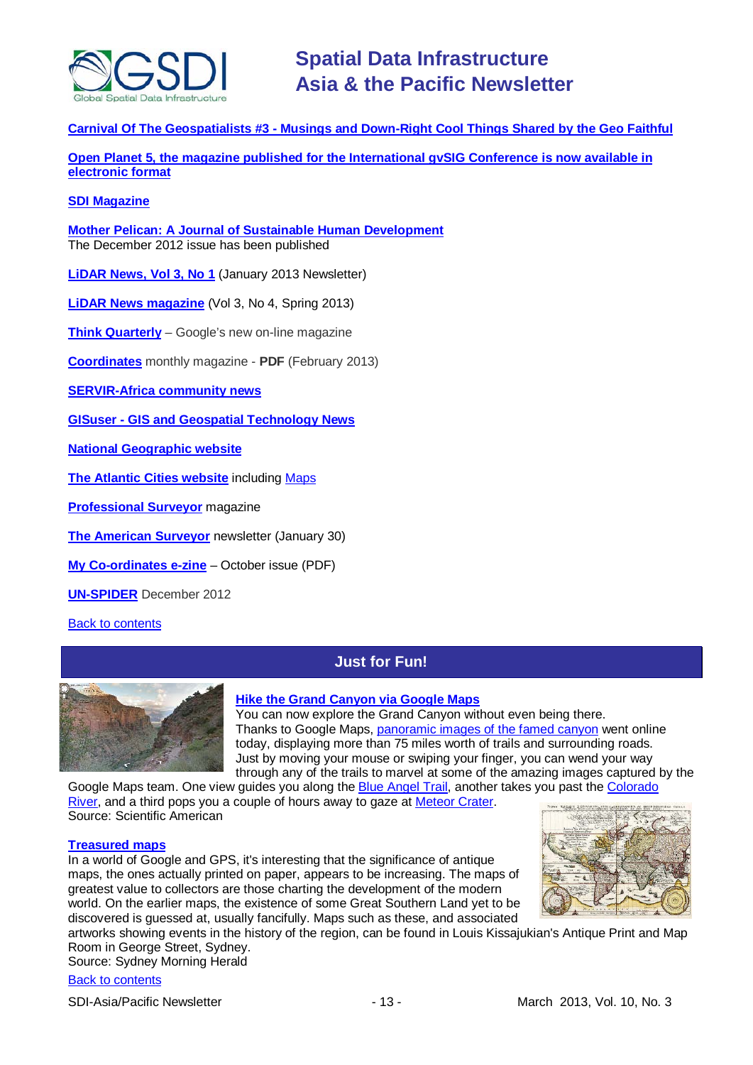**Carnival Of The Geospatialists #3 - Musings and Down-Right Cool Things Shared by the Geo Faithful**

**Open Planet 5, the magazine published for the International gvSIG Conference is now available in electronic format**

**SDI Magazine**

**Mother Pelican: A Journal of Sustainable Human Development**
The December 2012 issue has been published

**LiDAR News, Vol 3, No 1** (January 2013 Newsletter)

**LiDAR News magazine** (Vol 3, No 4, Spring 2013)

**Think Quarterly** – Google's new on-line magazine

**Coordinates** monthly magazine - **PDF** (February 2013)

**SERVIR-Africa community news**

**GISuser - GIS and Geospatial Technology News**

**National Geographic website**

**The Atlantic Cities website** including Maps

**Professional Surveyor** magazine

**The American Surveyor** newsletter (January 30)

**My Co-ordinates e-zine** – October issue (PDF)

**UN-SPIDER** December 2012

Back to contents

## Just for Fun!

**Hike the Grand Canyon via Google Maps**
You can now explore the Grand Canyon without even being there. Thanks to Google Maps, panoramic images of the famed canyon went online today, displaying more than 75 miles worth of trails and surrounding roads. Just by moving your mouse or swiping your finger, you can wend your way through any of the trails to marvel at some of the amazing images captured by the Google Maps team. One view guides you along the Blue Angel Trail, another takes you past the Colorado River, and a third pops you a couple of hours away to gaze at Meteor Crater.
Source: Scientific American

**Treasured maps**
In a world of Google and GPS, it's interesting that the significance of antique maps, the ones actually printed on paper, appears to be increasing. The maps of greatest value to collectors are those charting the development of the modern world. On the earlier maps, the existence of some Great Southern Land yet to be discovered is guessed at, usually fancifully. Maps such as these, and associated artworks showing events in the history of the region, can be found in Louis Kissajukian's Antique Print and Map Room in George Street, Sydney.
Source: Sydney Morning Herald

Back to contents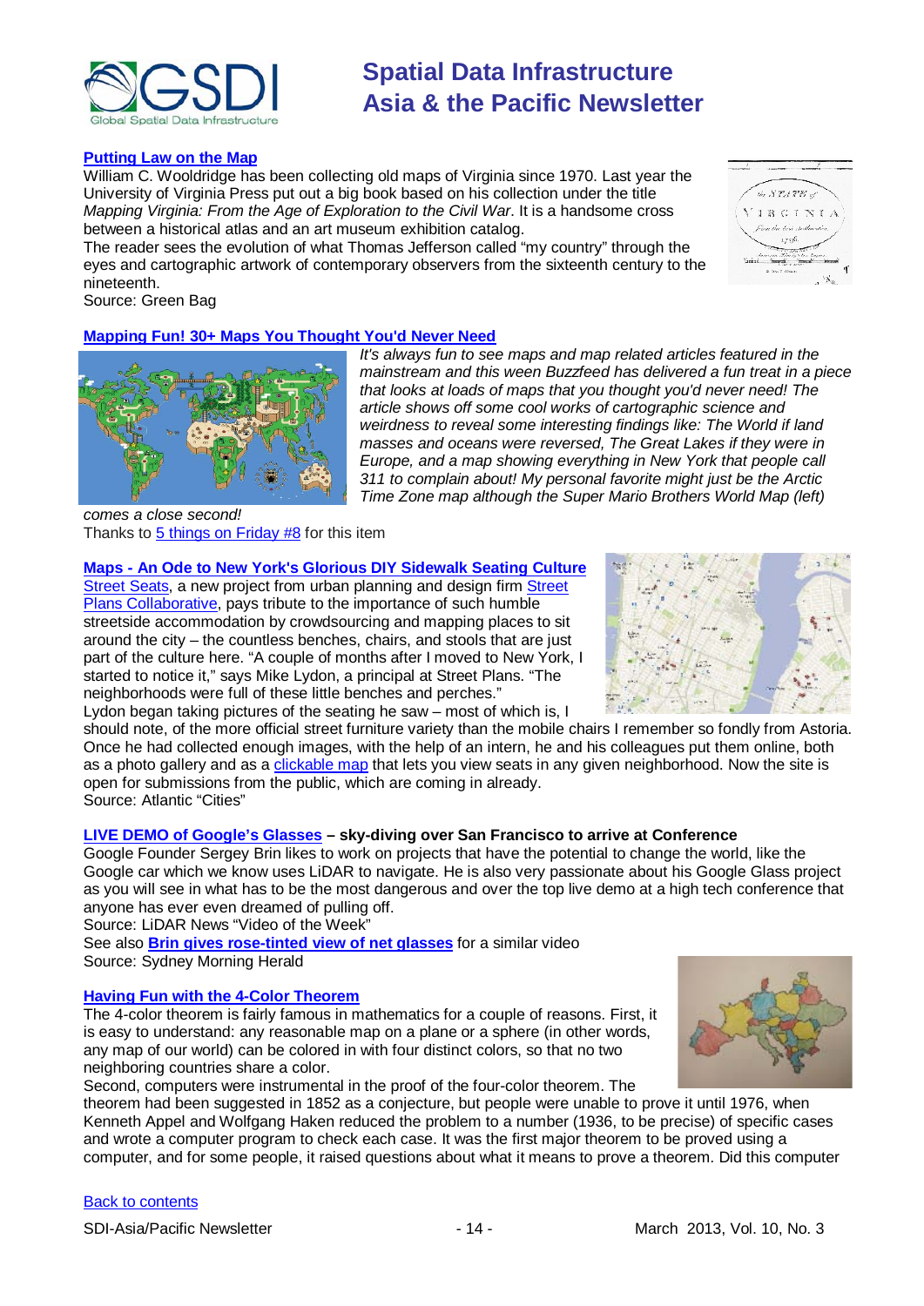### [Putting Law on the Map](#)

William C. Wooldridge has been collecting old maps of Virginia since 1970. Last year the University of Virginia Press put out a big book based on his collection under the title *Mapping Virginia: From the Age of Exploration to the Civil War*. It is a handsome cross between a historical atlas and an art museum exhibition catalog.

The reader sees the evolution of what Thomas Jefferson called "my country" through the eyes and cartographic artwork of contemporary observers from the sixteenth century to the nineteenth.

Source: Green Bag

### [Mapping Fun! 30+ Maps You Thought You'd Never Need](#)

*It's always fun to see maps and map related articles featured in the mainstream and this week Buzzfeed has delivered a fun treat in a piece that looks at loads of maps that you thought you'd never need! The article shows off some cool works of cartographic science and weirdness to reveal some interesting findings like: The World if land masses and oceans were reversed, The Great Lakes if they were in Europe, and a map showing everything in New York that people call 311 to complain about! My personal favorite might just be the Arctic Time Zone map although the Super Mario Brothers World Map (left) comes a close second!*

Thanks to [5 things on Friday #8](#) for this item

### [Maps - An Ode to New York's Glorious DIY Sidewalk Seating Culture](#)

[Street Seats](#), a new project from urban planning and design firm [Street Plans Collaborative](#), pays tribute to the importance of such humble streetside accommodation by crowdsourcing and mapping places to sit around the city – the countless benches, chairs, and stools that are just part of the culture here. "A couple of months after I moved to New York, I started to notice it," says Mike Lydon, a principal at Street Plans. "The neighborhoods were full of these little benches and perches."

Lydon began taking pictures of the seating he saw – most of which is, I should note, of the more official street furniture variety than the mobile chairs I remember so fondly from Astoria. Once he had collected enough images, with the help of an intern, he and his colleagues put them online, both as a photo gallery and as a [clickable map](#) that lets you view seats in any given neighborhood. Now the site is open for submissions from the public, which are coming in already.

Source: Atlantic "Cities"

### [LIVE DEMO of Google's Glasses](#) – sky-diving over San Francisco to arrive at Conference

Google Founder Sergey Brin likes to work on projects that have the potential to change the world, like the Google car which we know uses LiDAR to navigate. He is also very passionate about his Google Glass project as you will see in what has to be the most dangerous and over the top live demo at a high tech conference that anyone has ever even dreamed of pulling off.

Source: LiDAR News "Video of the Week"

See also **[Brin gives rose-tinted view of net glasses](#)** for a similar video

Source: Sydney Morning Herald

### [Having Fun with the 4-Color Theorem](#)

The 4-color theorem is fairly famous in mathematics for a couple of reasons. First, it is easy to understand: any reasonable map on a plane or a sphere (in other words, any map of our world) can be colored in with four distinct colors, so that no two neighboring countries share a color.

Second, computers were instrumental in the proof of the four-color theorem. The theorem had been suggested in 1852 as a conjecture, but people were unable to prove it until 1976, when Kenneth Appel and Wolfgang Haken reduced the problem to a number (1936, to be precise) of specific cases and wrote a computer program to check each case. It was the first major theorem to be proved using a computer, and for some people, it raised questions about what it means to prove a theorem. Did this computer

[Back to contents](#)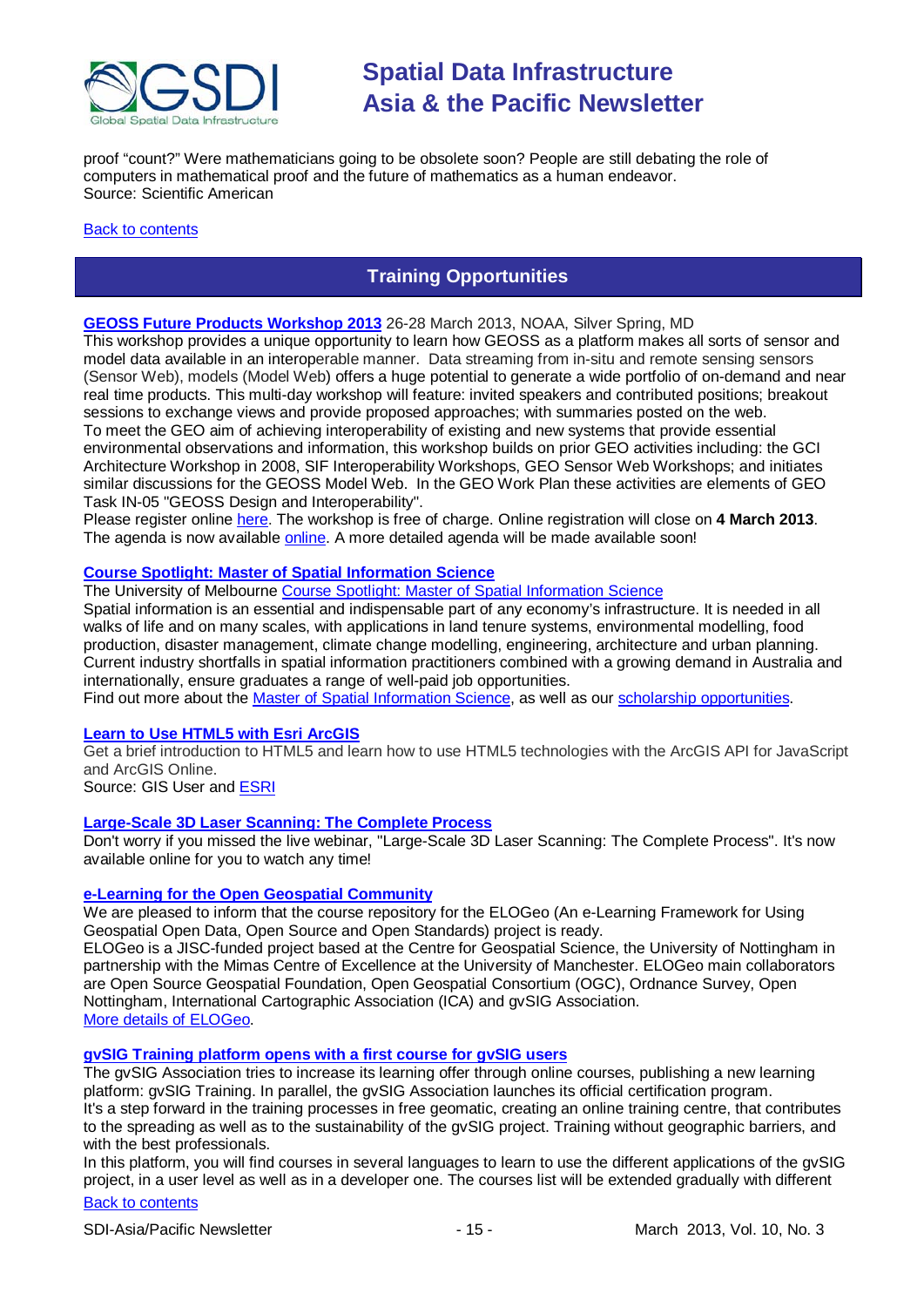proof "count?" Were mathematicians going to be obsolete soon? People are still debating the role of computers in mathematical proof and the future of mathematics as a human endeavor.
Source: Scientific American

[Back to contents]

## Training Opportunities

**[GEOSS Future Products Workshop 2013]** 26-28 March 2013, NOAA, Silver Spring, MD
This workshop provides a unique opportunity to learn how GEOSS as a platform makes all sorts of sensor and model data available in an interoperable manner. Data streaming from in-situ and remote sensing sensors (Sensor Web), models (Model Web) offers a huge potential to generate a wide portfolio of on-demand and near real time products. This multi-day workshop will feature: invited speakers and contributed positions; breakout sessions to exchange views and proposed approaches; with summaries posted on the web.
To meet the GEO aim of achieving interoperability of existing and new systems that provide essential environmental observations and information, this workshop builds on prior GEO activities including: the GCI Architecture Workshop in 2008, SIF Interoperability Workshops, GEO Sensor Web Workshops; and initiates similar discussions for the GEOSS Model Web. In the GEO Work Plan these activities are elements of GEO Task IN-05 "GEOSS Design and Interoperability".
Please register online [here]. The workshop is free of charge. Online registration will close on **4 March 2013**. The agenda is now available [online]. A more detailed agenda will be made available soon!

**[Course Spotlight: Master of Spatial Information Science]**
The University of Melbourne [Course Spotlight: Master of Spatial Information Science]
Spatial information is an essential and indispensable part of any economy's infrastructure. It is needed in all walks of life and on many scales, with applications in land tenure systems, environmental modelling, food production, disaster management, climate change modelling, engineering, architecture and urban planning. Current industry shortfalls in spatial information practitioners combined with a growing demand in Australia and internationally, ensure graduates a range of well-paid job opportunities.
Find out more about the [Master of Spatial Information Science], as well as our [scholarship opportunities].

**[Learn to Use HTML5 with Esri ArcGIS]**
Get a brief introduction to HTML5 and learn how to use HTML5 technologies with the ArcGIS API for JavaScript and ArcGIS Online.
Source: GIS User and [ESRI]

**[Large-Scale 3D Laser Scanning: The Complete Process]**
Don't worry if you missed the live webinar, "Large-Scale 3D Laser Scanning: The Complete Process". It's now available online for you to watch any time!

**[e-Learning for the Open Geospatial Community]**
We are pleased to inform that the course repository for the ELOGeo (An e-Learning Framework for Using Geospatial Open Data, Open Source and Open Standards) project is ready.
ELOGeo is a JISC-funded project based at the Centre for Geospatial Science, the University of Nottingham in partnership with the Mimas Centre of Excellence at the University of Manchester. ELOGeo main collaborators are Open Source Geospatial Foundation, Open Geospatial Consortium (OGC), Ordnance Survey, Open Nottingham, International Cartographic Association (ICA) and gvSIG Association.
[More details of ELOGeo].

**[gvSIG Training platform opens with a first course for gvSIG users]**
The gvSIG Association tries to increase its learning offer through online courses, publishing a new learning platform: gvSIG Training. In parallel, the gvSIG Association launches its official certification program.
It's a step forward in the training processes in free geomatic, creating an online training centre, that contributes to the spreading as well as to the sustainability of the gvSIG project. Training without geographic barriers, and with the best professionals.
In this platform, you will find courses in several languages to learn to use the different applications of the gvSIG project, in a user level as well as in a developer one. The courses list will be extended gradually with different

[Back to contents]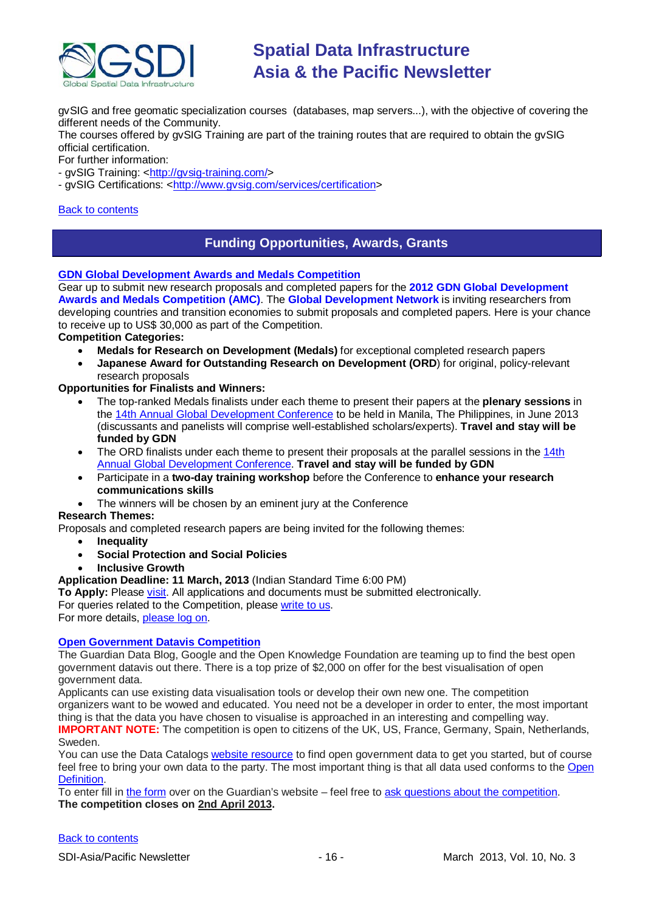gvSIG and free geomatic specialization courses (databases, map servers...), with the objective of covering the different needs of the Community.
The courses offered by gvSIG Training are part of the training routes that are required to obtain the gvSIG official certification.
For further information:
- gvSIG Training: <http://gvsig-training.com/>
- gvSIG Certifications: <http://www.gvsig.com/services/certification>

Back to contents

## Funding Opportunities, Awards, Grants

### GDN Global Development Awards and Medals Competition

Gear up to submit new research proposals and completed papers for the **2012 GDN Global Development Awards and Medals Competition (AMC)**. The **Global Development Network** is inviting researchers from developing countries and transition economies to submit proposals and completed papers. Here is your chance to receive up to US$ 30,000 as part of the Competition.

**Competition Categories:**

- **Medals for Research on Development (Medals)** for exceptional completed research papers
- **Japanese Award for Outstanding Research on Development (ORD**) for original, policy-relevant research proposals

**Opportunities for Finalists and Winners:**

- The top-ranked Medals finalists under each theme to present their papers at the **plenary sessions** in the 14th Annual Global Development Conference to be held in Manila, The Philippines, in June 2013 (discussants and panelists will comprise well-established scholars/experts). **Travel and stay will be funded by GDN**
- The ORD finalists under each theme to present their proposals at the parallel sessions in the 14th Annual Global Development Conference. **Travel and stay will be funded by GDN**
- Participate in a **two-day training workshop** before the Conference to **enhance your research communications skills**
- The winners will be chosen by an eminent jury at the Conference

**Research Themes:**

Proposals and completed research papers are being invited for the following themes:

- **Inequality**
- **Social Protection and Social Policies**
- **Inclusive Growth**

**Application Deadline: 11 March, 2013** (Indian Standard Time 6:00 PM)
**To Apply:** Please visit. All applications and documents must be submitted electronically.
For queries related to the Competition, please write to us.
For more details, please log on.

### Open Government Datavis Competition

The Guardian Data Blog, Google and the Open Knowledge Foundation are teaming up to find the best open government datavis out there. There is a top prize of $2,000 on offer for the best visualisation of open government data.
Applicants can use existing data visualisation tools or develop their own new one. The competition organizers want to be wowed and educated. You need not be a developer in order to enter, the most important thing is that the data you have chosen to visualise is approached in an interesting and compelling way.
**IMPORTANT NOTE:** The competition is open to citizens of the UK, US, France, Germany, Spain, Netherlands, Sweden.
You can use the Data Catalogs website resource to find open government data to get you started, but of course feel free to bring your own data to the party. The most important thing is that all data used conforms to the Open Definition.
To enter fill in the form over on the Guardian's website – feel free to ask questions about the competition.
**The competition closes on 2nd April 2013.**

Back to contents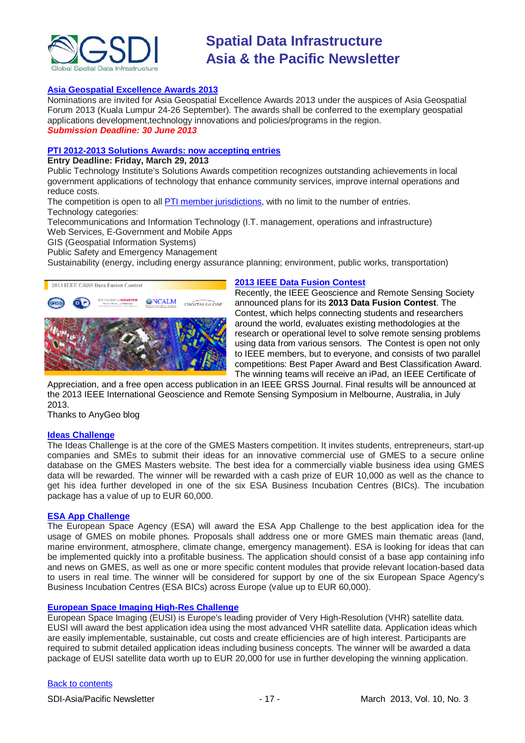### Asia Geospatial Excellence Awards 2013

Nominations are invited for Asia Geospatial Excellence Awards 2013 under the auspices of Asia Geospatial Forum 2013 (Kuala Lumpur 24-26 September). The awards shall be conferred to the exemplary geospatial applications development,technology innovations and policies/programs in the region.

***Submission Deadline: 30 June 2013***

### PTI 2012-2013 Solutions Awards: now accepting entries

**Entry Deadline: Friday, March 29, 2013**

Public Technology Institute's Solutions Awards competition recognizes outstanding achievements in local government applications of technology that enhance community services, improve internal operations and reduce costs.

The competition is open to all PTI member jurisdictions, with no limit to the number of entries.

Technology categories:

Telecommunications and Information Technology (I.T. management, operations and infrastructure)

Web Services, E-Government and Mobile Apps

GIS (Geospatial Information Systems)

Public Safety and Emergency Management

Sustainability (energy, including energy assurance planning; environment, public works, transportation)

### 2013 IEEE Data Fusion Contest

Recently, the IEEE Geoscience and Remote Sensing Society announced plans for its **2013 Data Fusion Contest**. The Contest, which helps connecting students and researchers around the world, evaluates existing methodologies at the research or operational level to solve remote sensing problems using data from various sensors. The Contest is open not only to IEEE members, but to everyone, and consists of two parallel competitions: Best Paper Award and Best Classification Award. The winning teams will receive an iPad, an IEEE Certificate of Appreciation, and a free open access publication in an IEEE GRSS Journal. Final results will be announced at the 2013 IEEE International Geoscience and Remote Sensing Symposium in Melbourne, Australia, in July 2013.

Thanks to AnyGeo blog

### Ideas Challenge

The Ideas Challenge is at the core of the GMES Masters competition. It invites students, entrepreneurs, start-up companies and SMEs to submit their ideas for an innovative commercial use of GMES to a secure online database on the GMES Masters website. The best idea for a commercially viable business idea using GMES data will be rewarded. The winner will be rewarded with a cash prize of EUR 10,000 as well as the chance to get his idea further developed in one of the six ESA Business Incubation Centres (BICs). The incubation package has a value of up to EUR 60,000.

### ESA App Challenge

The European Space Agency (ESA) will award the ESA App Challenge to the best application idea for the usage of GMES on mobile phones. Proposals shall address one or more GMES main thematic areas (land, marine environment, atmosphere, climate change, emergency management). ESA is looking for ideas that can be implemented quickly into a profitable business. The application should consist of a base app containing info and news on GMES, as well as one or more specific content modules that provide relevant location-based data to users in real time. The winner will be considered for support by one of the six European Space Agency's Business Incubation Centres (ESA BICs) across Europe (value up to EUR 60,000).

### European Space Imaging High-Res Challenge

European Space Imaging (EUSI) is Europe's leading provider of Very High-Resolution (VHR) satellite data. EUSI will award the best application idea using the most advanced VHR satellite data. Application ideas which are easily implementable, sustainable, cut costs and create efficiencies are of high interest. Participants are required to submit detailed application ideas including business concepts. The winner will be awarded a data package of EUSI satellite data worth up to EUR 20,000 for use in further developing the winning application.

Back to contents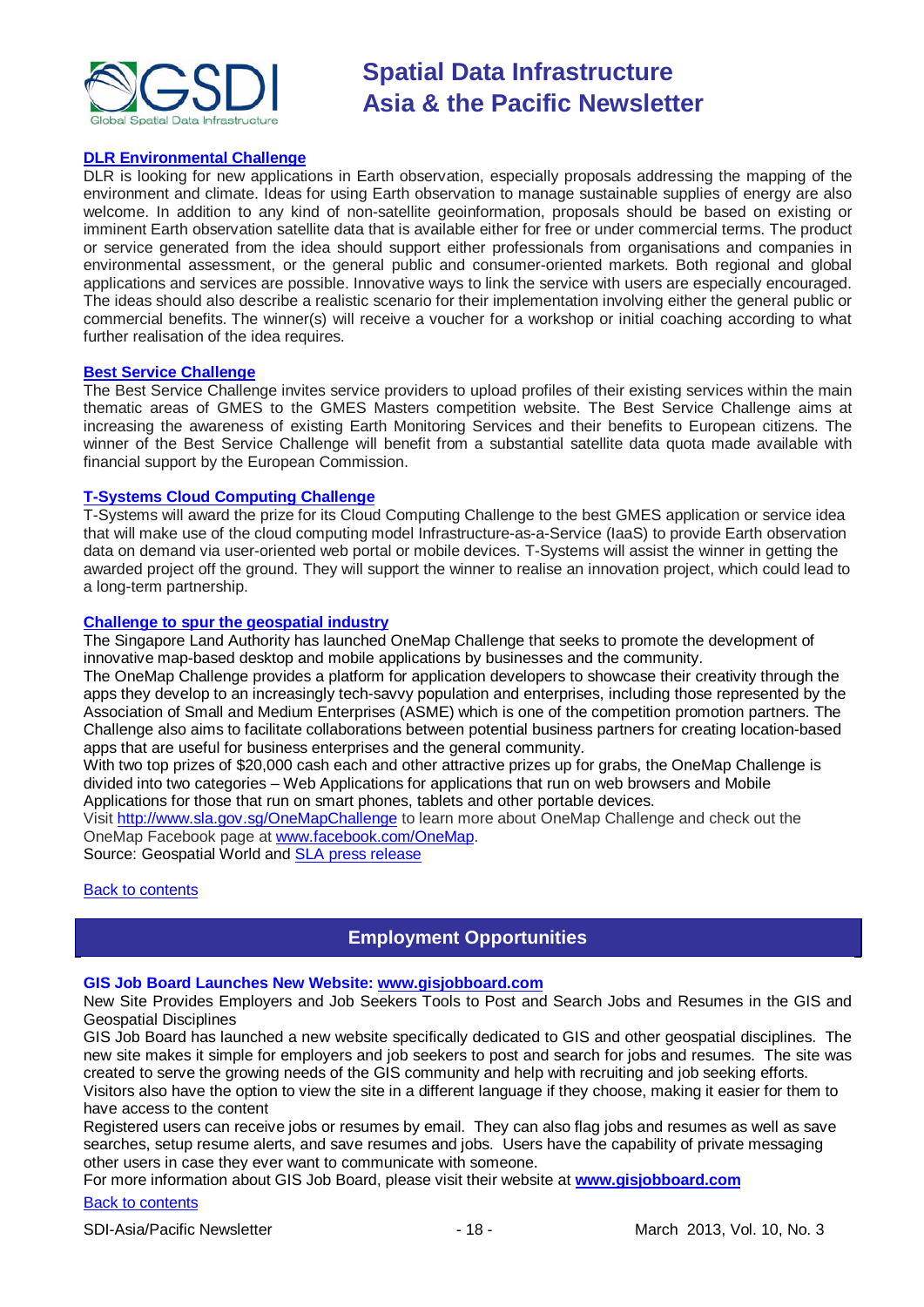### DLR Environmental Challenge

DLR is looking for new applications in Earth observation, especially proposals addressing the mapping of the environment and climate. Ideas for using Earth observation to manage sustainable supplies of energy are also welcome. In addition to any kind of non-satellite geoinformation, proposals should be based on existing or imminent Earth observation satellite data that is available either for free or under commercial terms. The product or service generated from the idea should support either professionals from organisations and companies in environmental assessment, or the general public and consumer-oriented markets. Both regional and global applications and services are possible. Innovative ways to link the service with users are especially encouraged. The ideas should also describe a realistic scenario for their implementation involving either the general public or commercial benefits. The winner(s) will receive a voucher for a workshop or initial coaching according to what further realisation of the idea requires.

### Best Service Challenge

The Best Service Challenge invites service providers to upload profiles of their existing services within the main thematic areas of GMES to the GMES Masters competition website. The Best Service Challenge aims at increasing the awareness of existing Earth Monitoring Services and their benefits to European citizens. The winner of the Best Service Challenge will benefit from a substantial satellite data quota made available with financial support by the European Commission.

### T-Systems Cloud Computing Challenge

T-Systems will award the prize for its Cloud Computing Challenge to the best GMES application or service idea that will make use of the cloud computing model Infrastructure-as-a-Service (IaaS) to provide Earth observation data on demand via user-oriented web portal or mobile devices. T-Systems will assist the winner in getting the awarded project off the ground. They will support the winner to realise an innovation project, which could lead to a long-term partnership.

### Challenge to spur the geospatial industry

The Singapore Land Authority has launched OneMap Challenge that seeks to promote the development of innovative map-based desktop and mobile applications by businesses and the community.

The OneMap Challenge provides a platform for application developers to showcase their creativity through the apps they develop to an increasingly tech-savvy population and enterprises, including those represented by the Association of Small and Medium Enterprises (ASME) which is one of the competition promotion partners. The Challenge also aims to facilitate collaborations between potential business partners for creating location-based apps that are useful for business enterprises and the general community.

With two top prizes of $20,000 cash each and other attractive prizes up for grabs, the OneMap Challenge is divided into two categories – Web Applications for applications that run on web browsers and Mobile Applications for those that run on smart phones, tablets and other portable devices.

Visit http://www.sla.gov.sg/OneMapChallenge to learn more about OneMap Challenge and check out the OneMap Facebook page at www.facebook.com/OneMap.

Source: Geospatial World and SLA press release

Back to contents

## Employment Opportunities

### GIS Job Board Launches New Website: www.gisjobboard.com

New Site Provides Employers and Job Seekers Tools to Post and Search Jobs and Resumes in the GIS and Geospatial Disciplines

GIS Job Board has launched a new website specifically dedicated to GIS and other geospatial disciplines. The new site makes it simple for employers and job seekers to post and search for jobs and resumes. The site was created to serve the growing needs of the GIS community and help with recruiting and job seeking efforts.

Visitors also have the option to view the site in a different language if they choose, making it easier for them to have access to the content

Registered users can receive jobs or resumes by email. They can also flag jobs and resumes as well as save searches, setup resume alerts, and save resumes and jobs. Users have the capability of private messaging other users in case they ever want to communicate with someone.

For more information about GIS Job Board, please visit their website at **www.gisjobboard.com**

Back to contents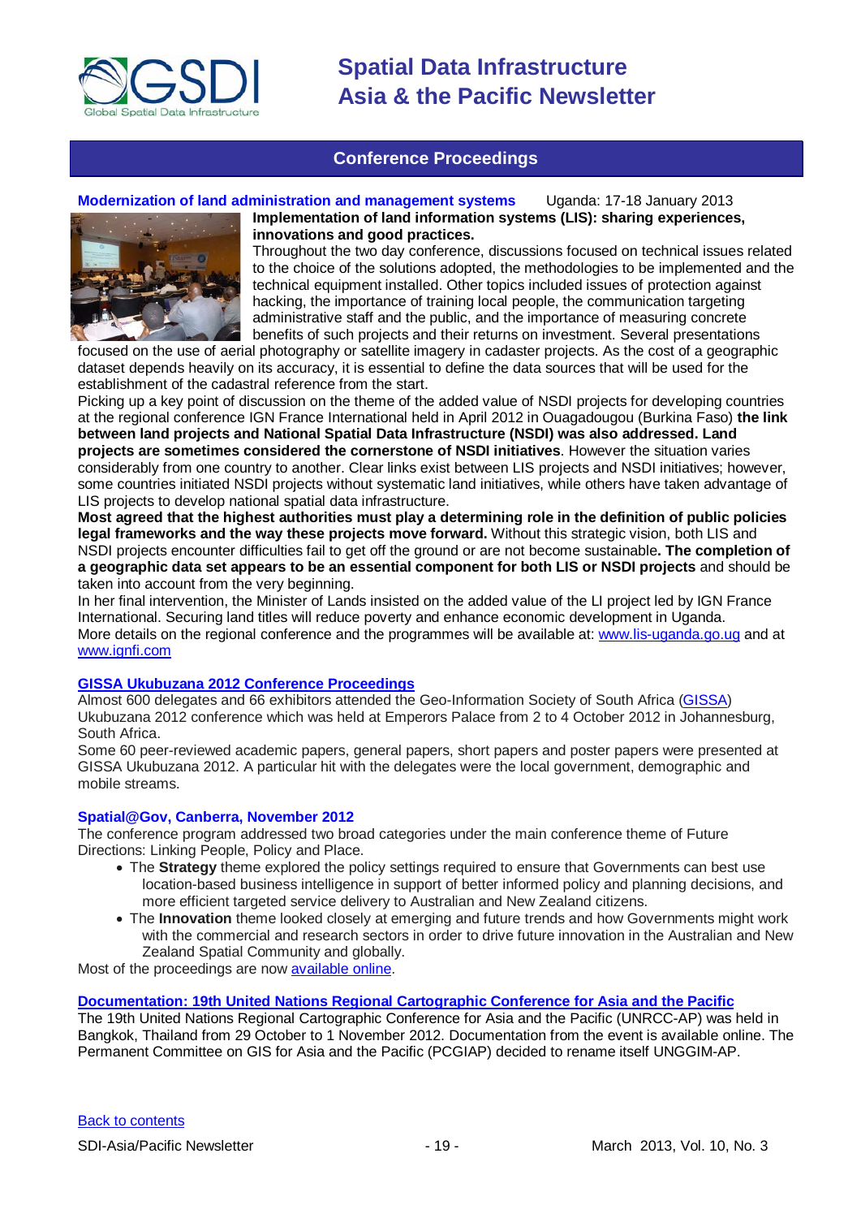## Conference Proceedings

### Modernization of land administration and management systems

Uganda: 17-18 January 2013

**Implementation of land information systems (LIS): sharing experiences, innovations and good practices.**

Throughout the two day conference, discussions focused on technical issues related to the choice of the solutions adopted, the methodologies to be implemented and the technical equipment installed. Other topics included issues of protection against hacking, the importance of training local people, the communication targeting administrative staff and the public, and the importance of measuring concrete benefits of such projects and their returns on investment. Several presentations focused on the use of aerial photography or satellite imagery in cadaster projects. As the cost of a geographic dataset depends heavily on its accuracy, it is essential to define the data sources that will be used for the establishment of the cadastral reference from the start.

Picking up a key point of discussion on the theme of the added value of NSDI projects for developing countries at the regional conference IGN France International held in April 2012 in Ouagadougou (Burkina Faso) **the link between land projects and National Spatial Data Infrastructure (NSDI) was also addressed. Land projects are sometimes considered the cornerstone of NSDI initiatives**. However the situation varies considerably from one country to another. Clear links exist between LIS projects and NSDI initiatives; however, some countries initiated NSDI projects without systematic land initiatives, while others have taken advantage of LIS projects to develop national spatial data infrastructure.

**Most agreed that the highest authorities must play a determining role in the definition of public policies legal frameworks and the way these projects move forward.** Without this strategic vision, both LIS and NSDI projects encounter difficulties fail to get off the ground or are not become sustainable**. The completion of a geographic data set appears to be an essential component for both LIS or NSDI projects** and should be taken into account from the very beginning.

In her final intervention, the Minister of Lands insisted on the added value of the LI project led by IGN France International. Securing land titles will reduce poverty and enhance economic development in Uganda.

More details on the regional conference and the programmes will be available at: www.lis-uganda.go.ug and at www.ignfi.com

### GISSA Ukubuzana 2012 Conference Proceedings

Almost 600 delegates and 66 exhibitors attended the Geo-Information Society of South Africa (GISSA) Ukubuzana 2012 conference which was held at Emperors Palace from 2 to 4 October 2012 in Johannesburg, South Africa.

Some 60 peer-reviewed academic papers, general papers, short papers and poster papers were presented at GISSA Ukubuzana 2012. A particular hit with the delegates were the local government, demographic and mobile streams.

### Spatial@Gov, Canberra, November 2012

The conference program addressed two broad categories under the main conference theme of Future Directions: Linking People, Policy and Place.

- The **Strategy** theme explored the policy settings required to ensure that Governments can best use location-based business intelligence in support of better informed policy and planning decisions, and more efficient targeted service delivery to Australian and New Zealand citizens.
- The **Innovation** theme looked closely at emerging and future trends and how Governments might work with the commercial and research sectors in order to drive future innovation in the Australian and New Zealand Spatial Community and globally.

Most of the proceedings are now available online.

### Documentation: 19th United Nations Regional Cartographic Conference for Asia and the Pacific

The 19th United Nations Regional Cartographic Conference for Asia and the Pacific (UNRCC-AP) was held in Bangkok, Thailand from 29 October to 1 November 2012. Documentation from the event is available online. The Permanent Committee on GIS for Asia and the Pacific (PCGIAP) decided to rename itself UNGGIM-AP.

Back to contents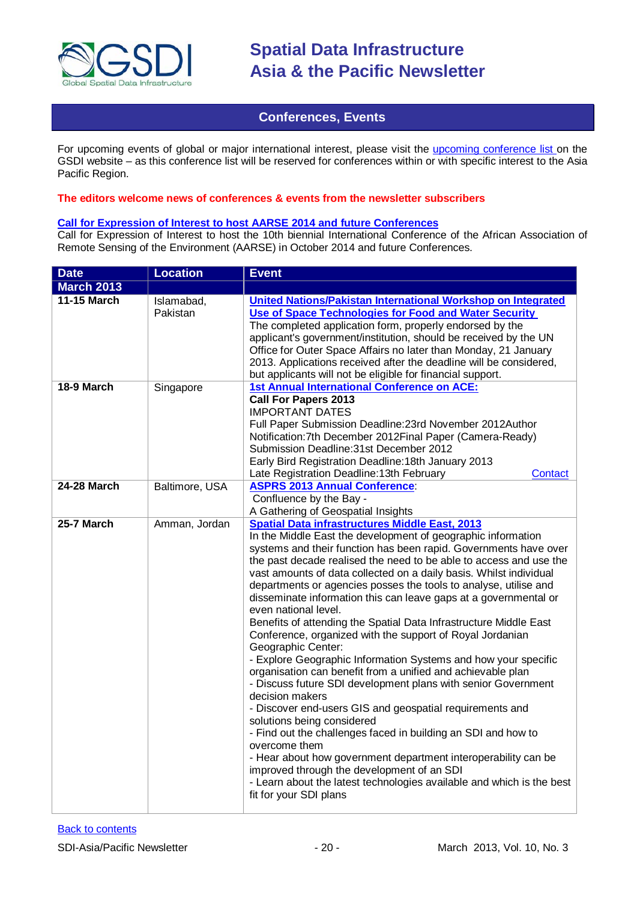## Conferences, Events

For upcoming events of global or major international interest, please visit the upcoming conference list on the GSDI website – as this conference list will be reserved for conferences within or with specific interest to the Asia Pacific Region.

**The editors welcome news of conferences & events from the newsletter subscribers**

**Call for Expression of Interest to host AARSE 2014 and future Conferences**
Call for Expression of Interest to host the 10th biennial International Conference of the African Association of Remote Sensing of the Environment (AARSE) in October 2014 and future Conferences.

| Date | Location | Event |
|---|---|---|
| **March 2013** | | |
| **11-15 March** | Islamabad, Pakistan | **United Nations/Pakistan International Workshop on Integrated Use of Space Technologies for Food and Water Security**<br>The completed application form, properly endorsed by the applicant's government/institution, should be received by the UN Office for Outer Space Affairs no later than Monday, 21 January 2013. Applications received after the deadline will be considered, but applicants will not be eligible for financial support. |
| **18-9 March** | Singapore | **1st Annual International Conference on ACE:**<br>**Call For Papers 2013**<br>IMPORTANT DATES<br>Full Paper Submission Deadline:23rd November 2012Author Notification:7th December 2012Final Paper (Camera-Ready) Submission Deadline:31st December 2012<br>Early Bird Registration Deadline:18th January 2013<br>Late Registration Deadline:13th February Contact |
| **24-28 March** | Baltimore, USA | **ASPRS 2013 Annual Conference**:<br>Confluence by the Bay -<br>A Gathering of Geospatial Insights |
| **25-7 March** | Amman, Jordan | **Spatial Data infrastructures Middle East, 2013**<br>In the Middle East the development of geographic information systems and their function has been rapid. Governments have over the past decade realised the need to be able to access and use the vast amounts of data collected on a daily basis. Whilst individual departments or agencies posses the tools to analyse, utilise and disseminate information this can leave gaps at a governmental or even national level.<br>Benefits of attending the Spatial Data Infrastructure Middle East Conference, organized with the support of Royal Jordanian Geographic Center:<br>- Explore Geographic Information Systems and how your specific organisation can benefit from a unified and achievable plan<br>- Discuss future SDI development plans with senior Government decision makers<br>- Discover end-users GIS and geospatial requirements and solutions being considered<br>- Find out the challenges faced in building an SDI and how to overcome them<br>- Hear about how government department interoperability can be improved through the development of an SDI<br>- Learn about the latest technologies available and which is the best fit for your SDI plans |

Back to contents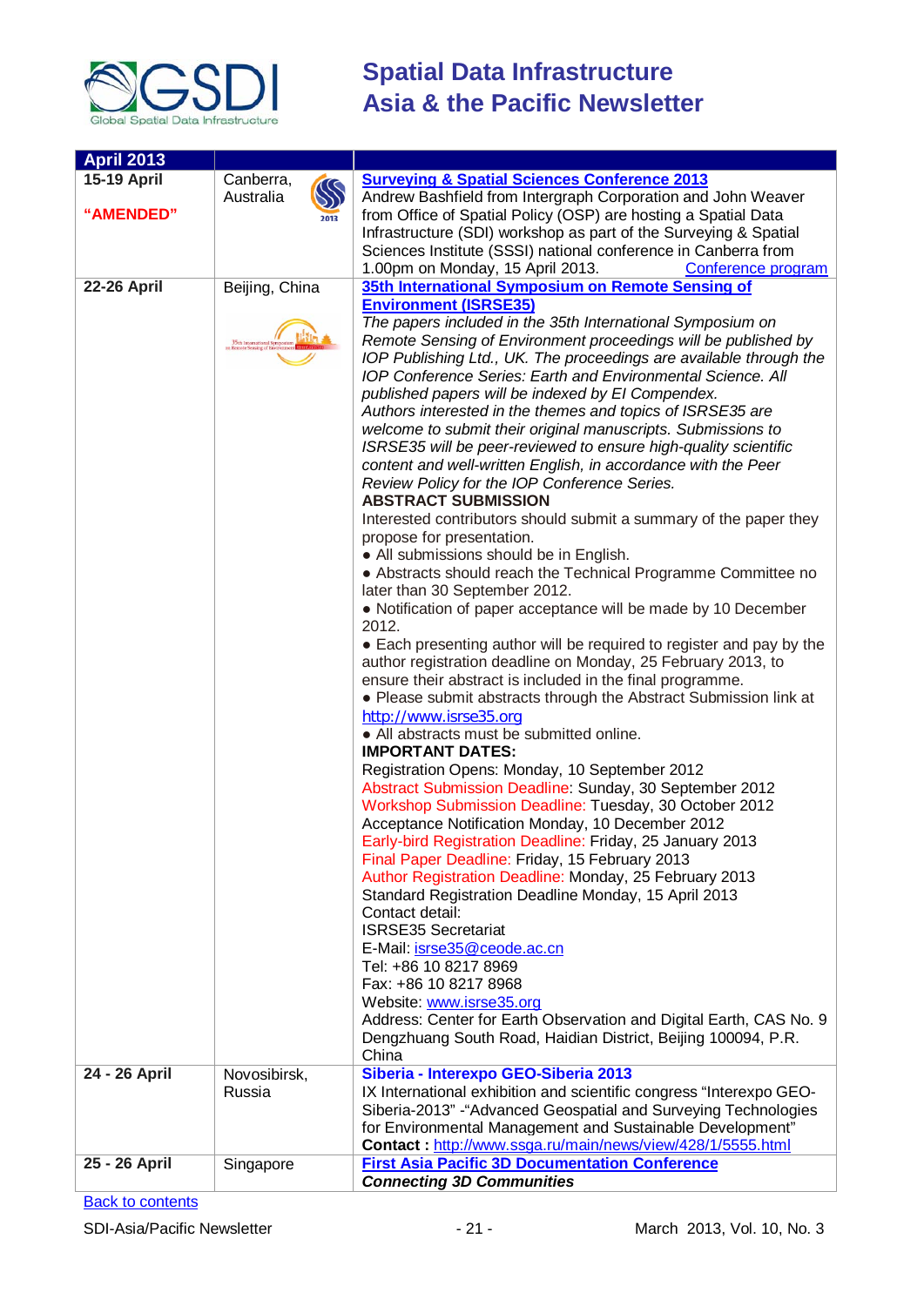| April 2013 | | |
|---|---|---|
| **15-19 April** **"AMENDED"** | Canberra, Australia | **Surveying & Spatial Sciences Conference 2013** Andrew Bashfield from Intergraph Corporation and John Weaver from Office of Spatial Policy (OSP) are hosting a Spatial Data Infrastructure (SDI) workshop as part of the Surveying & Spatial Sciences Institute (SSSI) national conference in Canberra from 1.00pm on Monday, 15 April 2013. Conference program |
| **22-26 April** | Beijing, China | **35th International Symposium on Remote Sensing of Environment (ISRSE35)** *The papers included in the 35th International Symposium on Remote Sensing of Environment proceedings will be published by IOP Publishing Ltd., UK. The proceedings are available through the IOP Conference Series: Earth and Environmental Science. All published papers will be indexed by EI Compendex.* *Authors interested in the themes and topics of ISRSE35 are welcome to submit their original manuscripts. Submissions to ISRSE35 will be peer-reviewed to ensure high-quality scientific content and well-written English, in accordance with the Peer Review Policy for the IOP Conference Series.* **ABSTRACT SUBMISSION** Interested contributors should submit a summary of the paper they propose for presentation. ● All submissions should be in English. ● Abstracts should reach the Technical Programme Committee no later than 30 September 2012. ● Notification of paper acceptance will be made by 10 December 2012. ● Each presenting author will be required to register and pay by the author registration deadline on Monday, 25 February 2013, to ensure their abstract is included in the final programme. ● Please submit abstracts through the Abstract Submission link at http://www.isrse35.org ● All abstracts must be submitted online. **IMPORTANT DATES:** Registration Opens: Monday, 10 September 2012 Abstract Submission Deadline: Sunday, 30 September 2012 Workshop Submission Deadline: Tuesday, 30 October 2012 Acceptance Notification Monday, 10 December 2012 Early-bird Registration Deadline: Friday, 25 January 2013 Final Paper Deadline: Friday, 15 February 2013 Author Registration Deadline: Monday, 25 February 2013 Standard Registration Deadline Monday, 15 April 2013 Contact detail: ISRSE35 Secretariat E-Mail: isrse35@ceode.ac.cn Tel: +86 10 8217 8969 Fax: +86 10 8217 8968 Website: www.isrse35.org Address: Center for Earth Observation and Digital Earth, CAS No. 9 Dengzhuang South Road, Haidian District, Beijing 100094, P.R. China |
| **24 - 26 April** | Novosibirsk, Russia | **Siberia - Interexpo GEO-Siberia 2013** IX International exhibition and scientific congress "Interexpo GEO-Siberia-2013" -"Advanced Geospatial and Surveying Technologies for Environmental Management and Sustainable Development" **Contact :** http://www.ssga.ru/main/news/view/428/1/5555.html |
| **25 - 26 April** | Singapore | **First Asia Pacific 3D Documentation Conference** ***Connecting 3D Communities*** |

Back to contents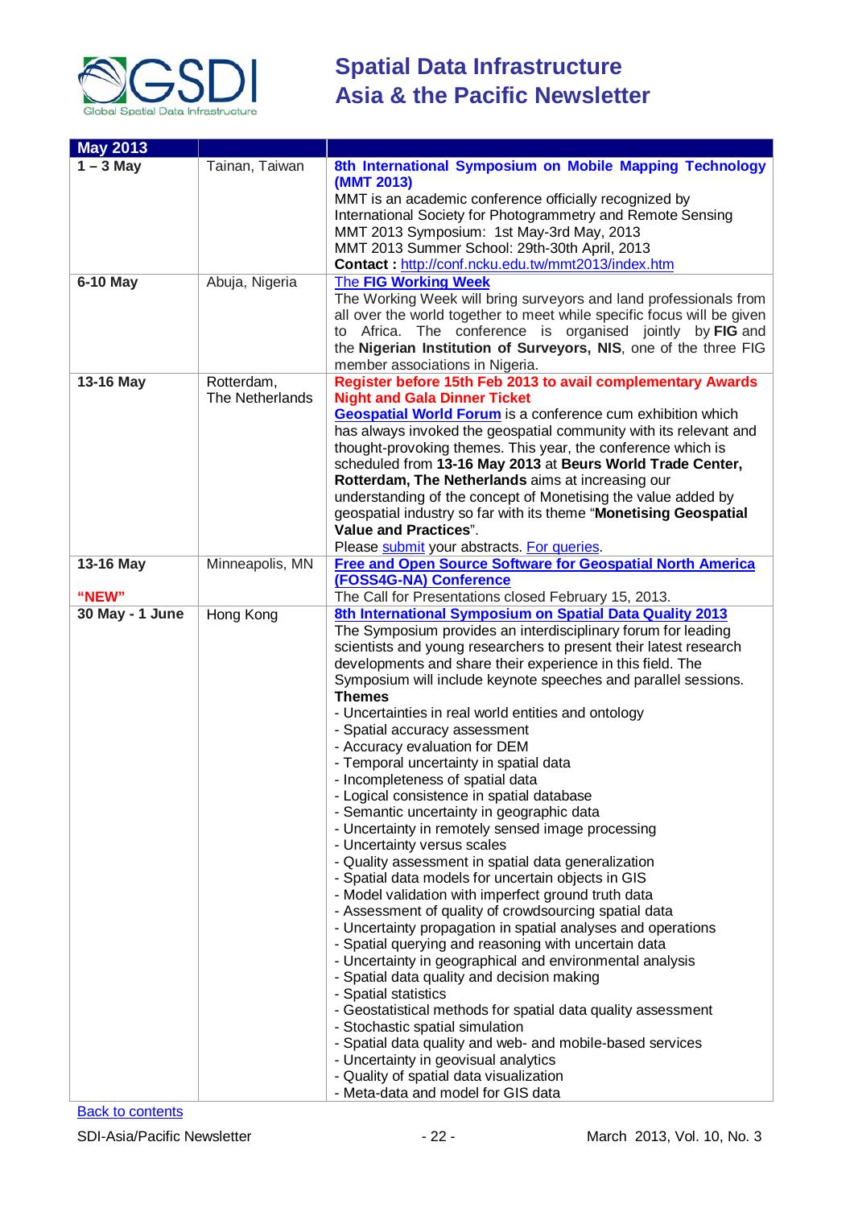| May 2013 | | |
|---|---|---|
| **1 – 3 May** | Tainan, Taiwan | **8th International Symposium on Mobile Mapping Technology (MMT 2013)**<br>MMT is an academic conference officially recognized by International Society for Photogrammetry and Remote Sensing<br>MMT 2013 Symposium: 1st May-3rd May, 2013<br>MMT 2013 Summer School: 29th-30th April, 2013<br>**Contact :** http://conf.ncku.edu.tw/mmt2013/index.htm |
| **6-10 May** | Abuja, Nigeria | The **FIG Working Week**<br>The Working Week will bring surveyors and land professionals from all over the world together to meet while specific focus will be given to Africa. The conference is organised jointly by **FIG** and the **Nigerian Institution of Surveyors, NIS**, one of the three FIG member associations in Nigeria. |
| **13-16 May** | Rotterdam, The Netherlands | **Register before 15th Feb 2013 to avail complementary Awards Night and Gala Dinner Ticket**<br>**Geospatial World Forum** is a conference cum exhibition which has always invoked the geospatial community with its relevant and thought-provoking themes. This year, the conference which is scheduled from **13-16 May 2013** at **Beurs World Trade Center, Rotterdam, The Netherlands** aims at increasing our understanding of the concept of Monetising the value added by geospatial industry so far with its theme "**Monetising Geospatial Value and Practices**".<br>Please submit your abstracts. For queries. |
| **13-16 May**<br><br>**"NEW"** | Minneapolis, MN | **Free and Open Source Software for Geospatial North America (FOSS4G-NA) Conference**<br>The Call for Presentations closed February 15, 2013. |
| **30 May - 1 June** | Hong Kong | **8th International Symposium on Spatial Data Quality 2013**<br>The Symposium provides an interdisciplinary forum for leading scientists and young researchers to present their latest research developments and share their experience in this field. The Symposium will include keynote speeches and parallel sessions.<br>**Themes**<br>- Uncertainties in real world entities and ontology<br>- Spatial accuracy assessment<br>- Accuracy evaluation for DEM<br>- Temporal uncertainty in spatial data<br>- Incompleteness of spatial data<br>- Logical consistence in spatial database<br>- Semantic uncertainty in geographic data<br>- Uncertainty in remotely sensed image processing<br>- Uncertainty versus scales<br>- Quality assessment in spatial data generalization<br>- Spatial data models for uncertain objects in GIS<br>- Model validation with imperfect ground truth data<br>- Assessment of quality of crowdsourcing spatial data<br>- Uncertainty propagation in spatial analyses and operations<br>- Spatial querying and reasoning with uncertain data<br>- Uncertainty in geographical and environmental analysis<br>- Spatial data quality and decision making<br>- Spatial statistics<br>- Geostatistical methods for spatial data quality assessment<br>- Stochastic spatial simulation<br>- Spatial data quality and web- and mobile-based services<br>- Uncertainty in geovisual analytics<br>- Quality of spatial data visualization<br>- Meta-data and model for GIS data |

Back to contents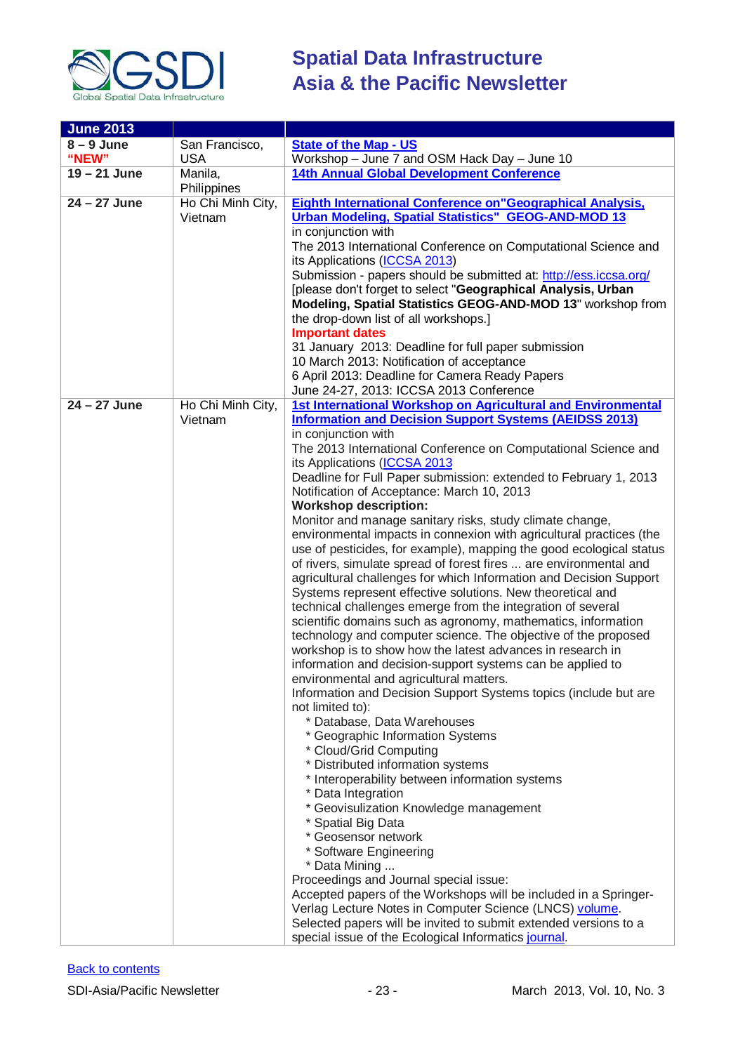| June 2013 | | |
|---|---|---|
| **8 – 9 June** **"NEW"** | San Francisco, USA | **State of the Map - US** Workshop – June 7 and OSM Hack Day – June 10 |
| **19 – 21 June** | Manila, Philippines | **14th Annual Global Development Conference** |
| **24 – 27 June** | Ho Chi Minh City, Vietnam | **Eighth International Conference on"Geographical Analysis, Urban Modeling, Spatial Statistics" GEOG-AND-MOD 13** in conjunction with The 2013 International Conference on Computational Science and its Applications (ICCSA 2013) Submission - papers should be submitted at: http://ess.iccsa.org/ [please don't forget to select "**Geographical Analysis, Urban Modeling, Spatial Statistics GEOG-AND-MOD 13**" workshop from the drop-down list of all workshops.] **Important dates** 31 January 2013: Deadline for full paper submission 10 March 2013: Notification of acceptance 6 April 2013: Deadline for Camera Ready Papers June 24-27, 2013: ICCSA 2013 Conference |
| **24 – 27 June** | Ho Chi Minh City, Vietnam | **1st International Workshop on Agricultural and Environmental Information and Decision Support Systems (AEIDSS 2013)** in conjunction with The 2013 International Conference on Computational Science and its Applications (ICCSA 2013 Deadline for Full Paper submission: extended to February 1, 2013 Notification of Acceptance: March 10, 2013 **Workshop description:** Monitor and manage sanitary risks, study climate change, environmental impacts in connexion with agricultural practices (the use of pesticides, for example), mapping the good ecological status of rivers, simulate spread of forest fires ... are environmental and agricultural challenges for which Information and Decision Support Systems represent effective solutions. New theoretical and technical challenges emerge from the integration of several scientific domains such as agronomy, mathematics, information technology and computer science. The objective of the proposed workshop is to show how the latest advances in research in information and decision-support systems can be applied to environmental and agricultural matters. Information and Decision Support Systems topics (include but are not limited to): * Database, Data Warehouses * Geographic Information Systems * Cloud/Grid Computing * Distributed information systems * Interoperability between information systems * Data Integration * Geovisulization Knowledge management * Spatial Big Data * Geosensor network * Software Engineering * Data Mining ... Proceedings and Journal special issue: Accepted papers of the Workshops will be included in a Springer-Verlag Lecture Notes in Computer Science (LNCS) volume. Selected papers will be invited to submit extended versions to a special issue of the Ecological Informatics journal. |

Back to contents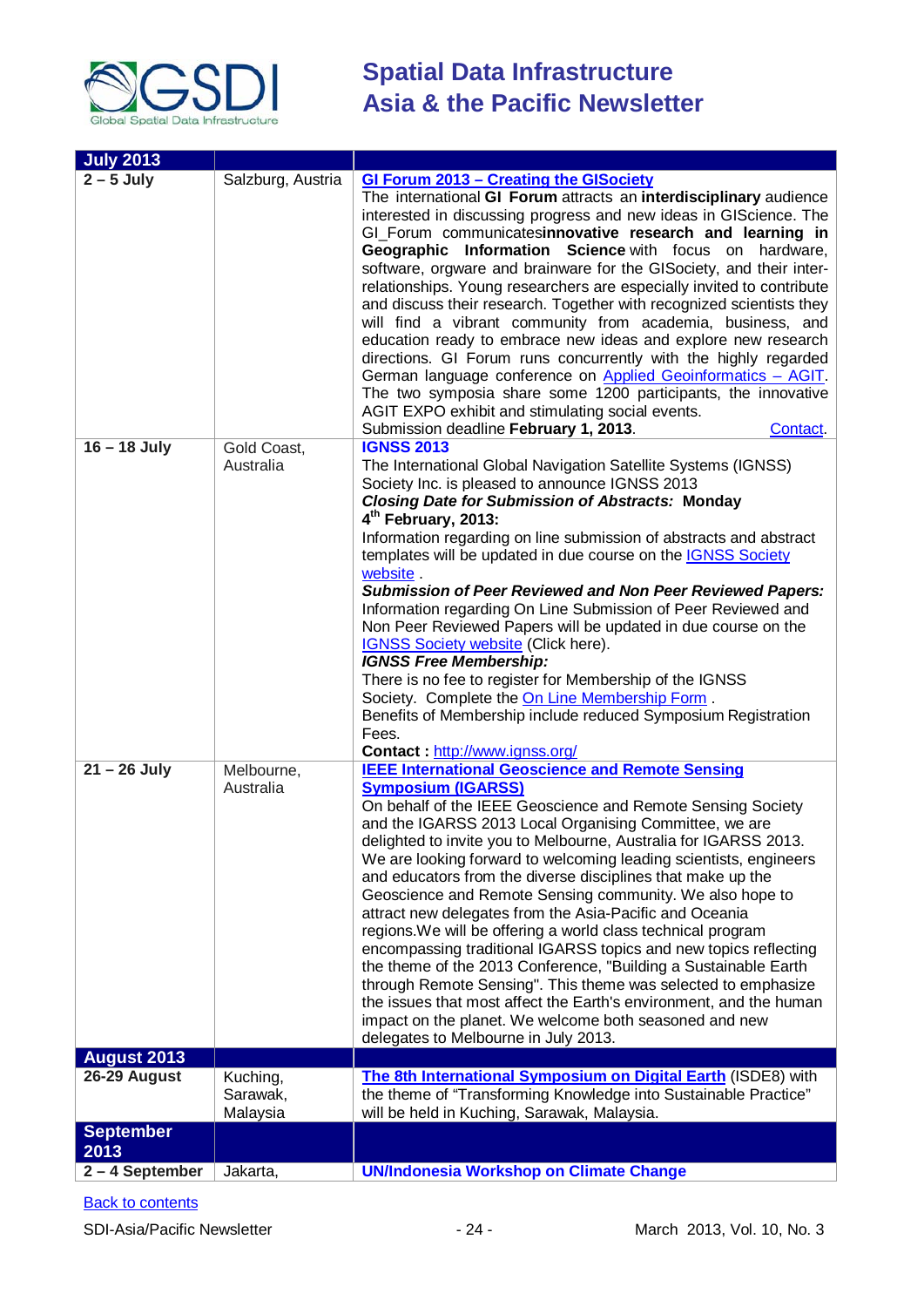| July 2013 | | |
|---|---|---|
| **2 – 5 July** | Salzburg, Austria | **GI Forum 2013 – Creating the GISociety**<br>The international **GI Forum** attracts an **interdisciplinary** audience interested in discussing progress and new ideas in GIScience. The GI_Forum communicates**innovative research and learning in Geographic Information Science** with focus on hardware, software, orgware and brainware for the GISociety, and their inter-relationships. Young researchers are especially invited to contribute and discuss their research. Together with recognized scientists they will find a vibrant community from academia, business, and education ready to embrace new ideas and explore new research directions. GI Forum runs concurrently with the highly regarded German language conference on Applied Geoinformatics – AGIT. The two symposia share some 1200 participants, the innovative AGIT EXPO exhibit and stimulating social events.<br>Submission deadline **February 1, 2013**. Contact. |
| **16 – 18 July** | Gold Coast, Australia | **IGNSS 2013**<br>The International Global Navigation Satellite Systems (IGNSS) Society Inc. is pleased to announce IGNSS 2013<br>***Closing Date for Submission of Abstracts:*** **Monday 4th February, 2013:**<br>Information regarding on line submission of abstracts and abstract templates will be updated in due course on the IGNSS Society website .<br>***Submission of Peer Reviewed and Non Peer Reviewed Papers:***<br>Information regarding On Line Submission of Peer Reviewed and Non Peer Reviewed Papers will be updated in due course on the IGNSS Society website (Click here).<br>***IGNSS Free Membership:***<br>There is no fee to register for Membership of the IGNSS Society. Complete the On Line Membership Form .<br>Benefits of Membership include reduced Symposium Registration Fees.<br>**Contact :** http://www.ignss.org/ |
| **21 – 26 July** | Melbourne, Australia | **IEEE International Geoscience and Remote Sensing Symposium (IGARSS)**<br>On behalf of the IEEE Geoscience and Remote Sensing Society and the IGARSS 2013 Local Organising Committee, we are delighted to invite you to Melbourne, Australia for IGARSS 2013. We are looking forward to welcoming leading scientists, engineers and educators from the diverse disciplines that make up the Geoscience and Remote Sensing community. We also hope to attract new delegates from the Asia-Pacific and Oceania regions.We will be offering a world class technical program encompassing traditional IGARSS topics and new topics reflecting the theme of the 2013 Conference, "Building a Sustainable Earth through Remote Sensing". This theme was selected to emphasize the issues that most affect the Earth's environment, and the human impact on the planet. We welcome both seasoned and new delegates to Melbourne in July 2013. |
| **August 2013** | | |
| **26-29 August** | Kuching, Sarawak, Malaysia | **The 8th International Symposium on Digital Earth** (ISDE8) with the theme of "Transforming Knowledge into Sustainable Practice" will be held in Kuching, Sarawak, Malaysia. |
| **September 2013** | | |
| **2 – 4 September** | Jakarta, | **UN/Indonesia Workshop on Climate Change** |

Back to contents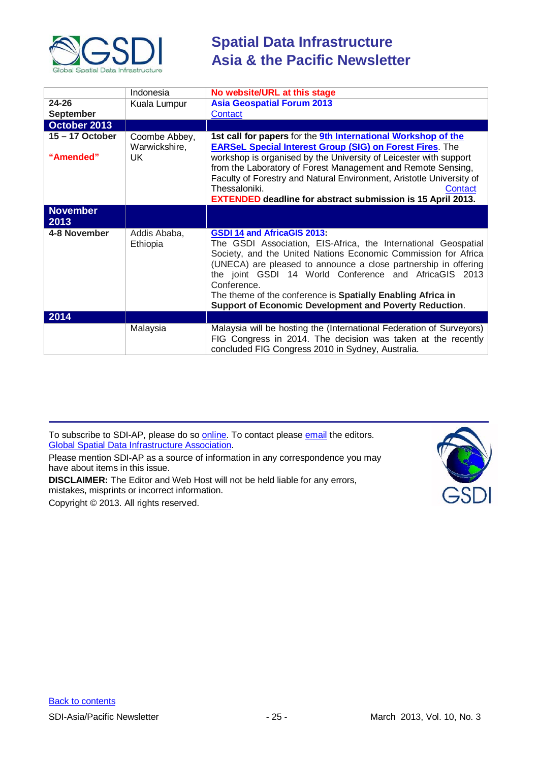| | | |
|---|---|---|
| | Indonesia | **No website/URL at this stage** |
| **24-26 September** | Kuala Lumpur | **Asia Geospatial Forum 2013** Contact |
| **October 2013** | | |
| **15 – 17 October** **"Amended"** | Coombe Abbey, Warwickshire, UK | **1st call for papers** for the **9th International Workshop of the EARSeL Special Interest Group (SIG) on Forest Fires**. The workshop is organised by the University of Leicester with support from the Laboratory of Forest Management and Remote Sensing, Faculty of Forestry and Natural Environment, Aristotle University of Thessaloniki. Contact **EXTENDED deadline for abstract submission is 15 April 2013.** |
| **November 2013** | | |
| **4-8 November** | Addis Ababa, Ethiopia | **GSDI 14 and AfricaGIS 2013:** The GSDI Association, EIS-Africa, the International Geospatial Society, and the United Nations Economic Commission for Africa (UNECA) are pleased to announce a close partnership in offering the joint GSDI 14 World Conference and AfricaGIS 2013 Conference. The theme of the conference is **Spatially Enabling Africa in Support of Economic Development and Poverty Reduction**. |
| **2014** | | |
| | Malaysia | Malaysia will be hosting the (International Federation of Surveyors) FIG Congress in 2014. The decision was taken at the recently concluded FIG Congress 2010 in Sydney, Australia. |

To subscribe to SDI-AP, please do so online. To contact please email the editors. Global Spatial Data Infrastructure Association.

Please mention SDI-AP as a source of information in any correspondence you may have about items in this issue.

**DISCLAIMER:** The Editor and Web Host will not be held liable for any errors, mistakes, misprints or incorrect information.

Copyright © 2013. All rights reserved.

Back to contents